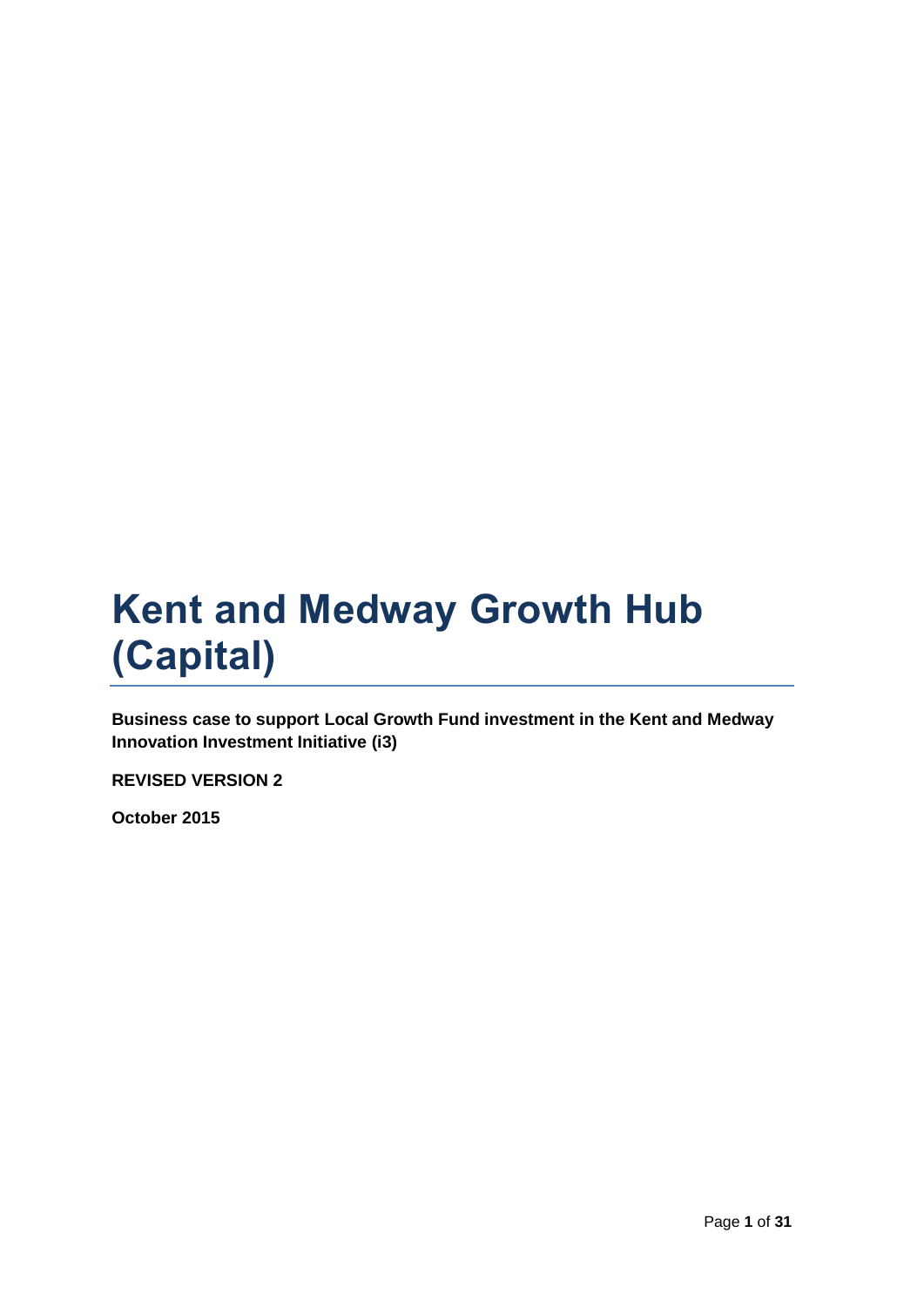# Kent and Medway Growth Hub (Capital)

**Business case to support Local Growth Fund investment in the Kent and Medway Innovation Investment Initiative (i3)**

**REVISED VERSION 2**

**October 2015**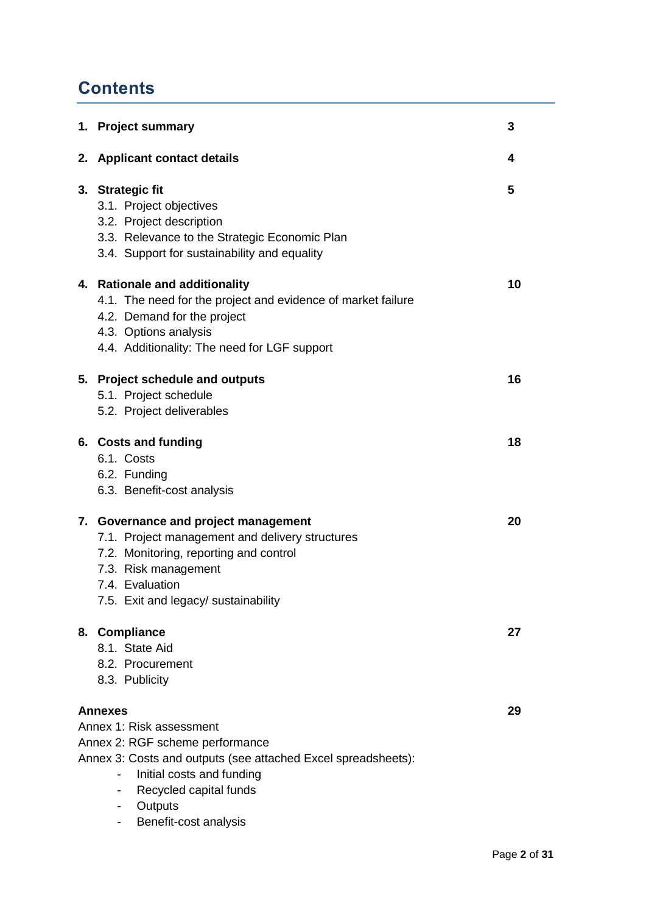## Contents

| | | |
|---|---|---|
| **1.** | **Project summary** | **3** |
| **2.** | **Applicant contact details** | **4** |
| **3.** | **Strategic fit** | **5** |
| | 3.1. Project objectives | |
| | 3.2. Project description | |
| | 3.3. Relevance to the Strategic Economic Plan | |
| | 3.4. Support for sustainability and equality | |
| **4.** | **Rationale and additionality** | **10** |
| | 4.1. The need for the project and evidence of market failure | |
| | 4.2. Demand for the project | |
| | 4.3. Options analysis | |
| | 4.4. Additionality: The need for LGF support | |
| **5.** | **Project schedule and outputs** | **16** |
| | 5.1. Project schedule | |
| | 5.2. Project deliverables | |
| **6.** | **Costs and funding** | **18** |
| | 6.1. Costs | |
| | 6.2. Funding | |
| | 6.3. Benefit-cost analysis | |
| **7.** | **Governance and project management** | **20** |
| | 7.1. Project management and delivery structures | |
| | 7.2. Monitoring, reporting and control | |
| | 7.3. Risk management | |
| | 7.4. Evaluation | |
| | 7.5. Exit and legacy/ sustainability | |
| **8.** | **Compliance** | **27** |
| | 8.1. State Aid | |
| | 8.2. Procurement | |
| | 8.3. Publicity | |

**Annexes** **29**

Annex 1: Risk assessment

Annex 2: RGF scheme performance

Annex 3: Costs and outputs (see attached Excel spreadsheets):

- Initial costs and funding
- Recycled capital funds
- Outputs
- Benefit-cost analysis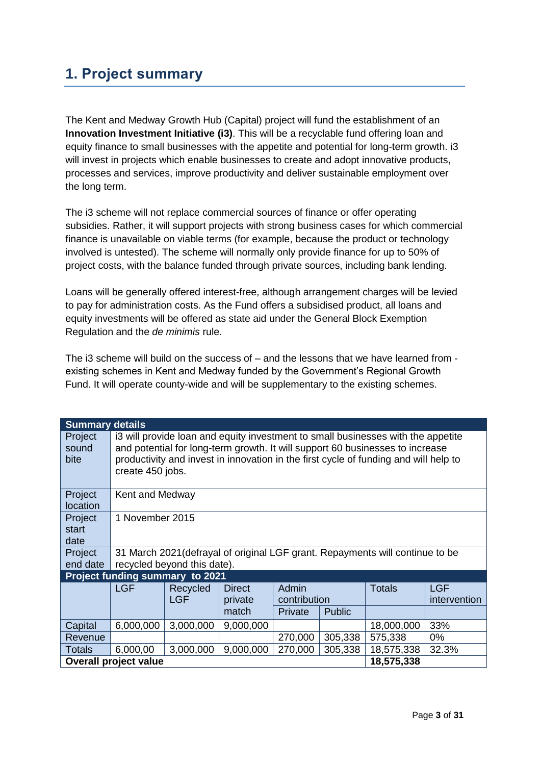## 1. Project summary

The Kent and Medway Growth Hub (Capital) project will fund the establishment of an **Innovation Investment Initiative (i3)**. This will be a recyclable fund offering loan and equity finance to small businesses with the appetite and potential for long-term growth. i3 will invest in projects which enable businesses to create and adopt innovative products, processes and services, improve productivity and deliver sustainable employment over the long term.

The i3 scheme will not replace commercial sources of finance or offer operating subsidies. Rather, it will support projects with strong business cases for which commercial finance is unavailable on viable terms (for example, because the product or technology involved is untested). The scheme will normally only provide finance for up to 50% of project costs, with the balance funded through private sources, including bank lending.

Loans will be generally offered interest-free, although arrangement charges will be levied to pay for administration costs. As the Fund offers a subsidised product, all loans and equity investments will be offered as state aid under the General Block Exemption Regulation and the *de minimis* rule.

The i3 scheme will build on the success of – and the lessons that we have learned from - existing schemes in Kent and Medway funded by the Government's Regional Growth Fund. It will operate county-wide and will be supplementary to the existing schemes.

| **Summary details** | | | | | | | |
|---|---|---|---|---|---|---|---|
| Project sound bite | i3 will provide loan and equity investment to small businesses with the appetite and potential for long-term growth. It will support 60 businesses to increase productivity and invest in innovation in the first cycle of funding and will help to create 450 jobs. | | | | | | |
| Project location | Kent and Medway | | | | | | |
| Project start date | 1 November 2015 | | | | | | |
| Project end date | 31 March 2021(defrayal of original LGF grant. Repayments will continue to be recycled beyond this date). | | | | | | |
| **Project funding summary to 2021** | | | | | | | |
| | LGF | Recycled LGF | Direct private match | Admin contribution | | Totals | LGF intervention |
| | | | | Private | Public | | |
| Capital | 6,000,000 | 3,000,000 | 9,000,000 | | | 18,000,000 | 33% |
| Revenue | | | | 270,000 | 305,338 | 575,338 | 0% |
| Totals | 6,000,00 | 3,000,000 | 9,000,000 | 270,000 | 305,338 | 18,575,338 | 32.3% |
| **Overall project value** | | | | | | **18,575,338** | |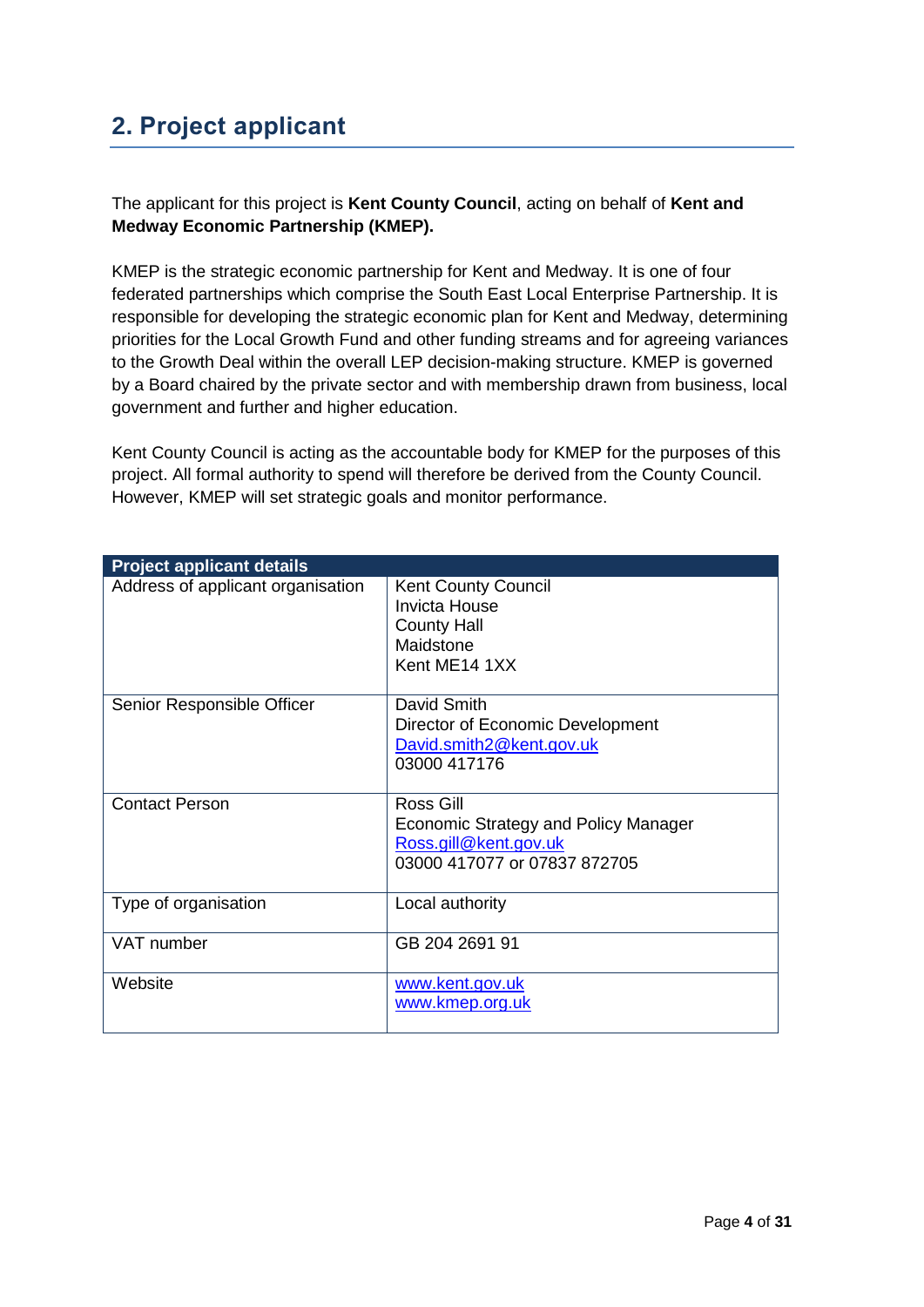## 2. Project applicant

The applicant for this project is **Kent County Council**, acting on behalf of **Kent and Medway Economic Partnership (KMEP).**

KMEP is the strategic economic partnership for Kent and Medway. It is one of four federated partnerships which comprise the South East Local Enterprise Partnership. It is responsible for developing the strategic economic plan for Kent and Medway, determining priorities for the Local Growth Fund and other funding streams and for agreeing variances to the Growth Deal within the overall LEP decision-making structure. KMEP is governed by a Board chaired by the private sector and with membership drawn from business, local government and further and higher education.

Kent County Council is acting as the accountable body for KMEP for the purposes of this project. All formal authority to spend will therefore be derived from the County Council. However, KMEP will set strategic goals and monitor performance.

| **Project applicant details** | |
|---|---|
| Address of applicant organisation | Kent County Council<br>Invicta House<br>County Hall<br>Maidstone<br>Kent ME14 1XX |
| Senior Responsible Officer | David Smith<br>Director of Economic Development<br>David.smith2@kent.gov.uk<br>03000 417176 |
| Contact Person | Ross Gill<br>Economic Strategy and Policy Manager<br>Ross.gill@kent.gov.uk<br>03000 417077 or 07837 872705 |
| Type of organisation | Local authority |
| VAT number | GB 204 2691 91 |
| Website | www.kent.gov.uk<br>www.kmep.org.uk |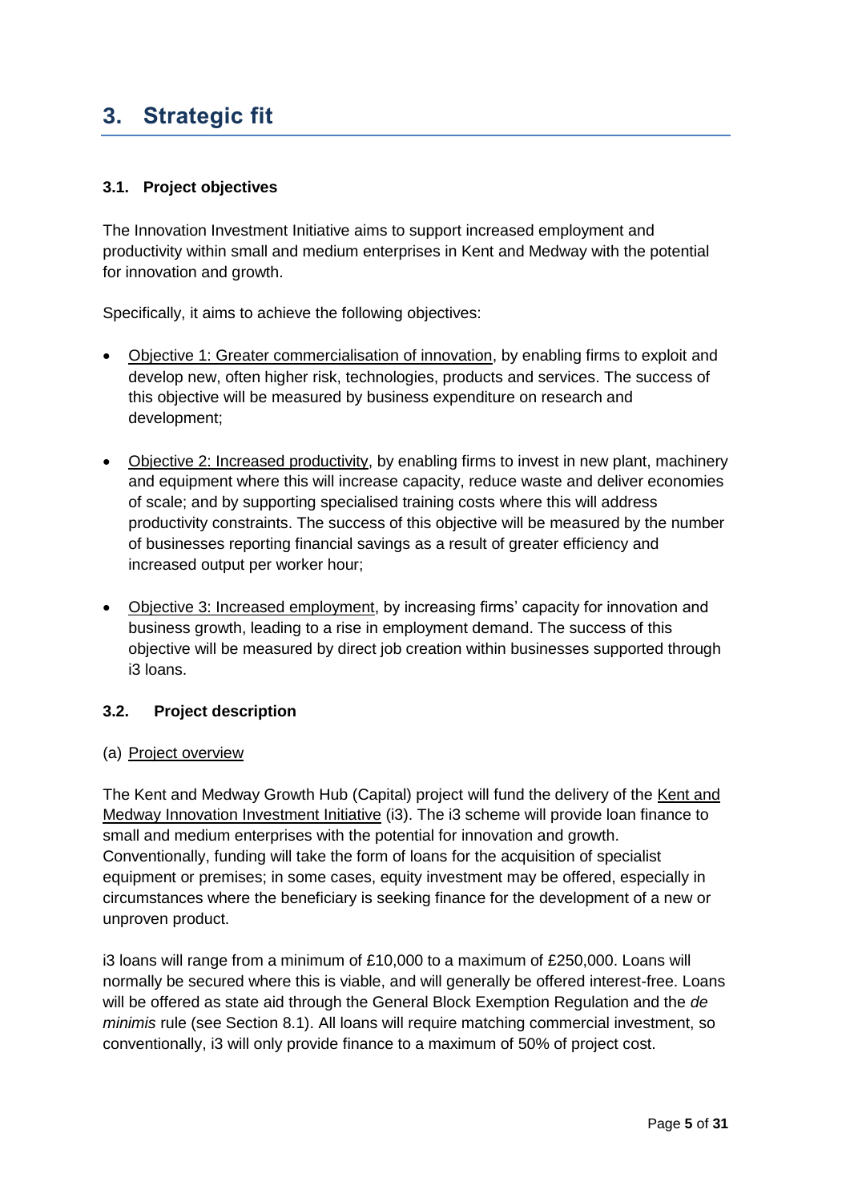# 3. Strategic fit

### 3.1. Project objectives

The Innovation Investment Initiative aims to support increased employment and productivity within small and medium enterprises in Kent and Medway with the potential for innovation and growth.

Specifically, it aims to achieve the following objectives:

- Objective 1: Greater commercialisation of innovation, by enabling firms to exploit and develop new, often higher risk, technologies, products and services. The success of this objective will be measured by business expenditure on research and development;
- Objective 2: Increased productivity, by enabling firms to invest in new plant, machinery and equipment where this will increase capacity, reduce waste and deliver economies of scale; and by supporting specialised training costs where this will address productivity constraints. The success of this objective will be measured by the number of businesses reporting financial savings as a result of greater efficiency and increased output per worker hour;
- Objective 3: Increased employment, by increasing firms' capacity for innovation and business growth, leading to a rise in employment demand. The success of this objective will be measured by direct job creation within businesses supported through i3 loans.

### 3.2. Project description

(a) Project overview

The Kent and Medway Growth Hub (Capital) project will fund the delivery of the Kent and Medway Innovation Investment Initiative (i3). The i3 scheme will provide loan finance to small and medium enterprises with the potential for innovation and growth. Conventionally, funding will take the form of loans for the acquisition of specialist equipment or premises; in some cases, equity investment may be offered, especially in circumstances where the beneficiary is seeking finance for the development of a new or unproven product.

i3 loans will range from a minimum of £10,000 to a maximum of £250,000. Loans will normally be secured where this is viable, and will generally be offered interest-free. Loans will be offered as state aid through the General Block Exemption Regulation and the *de minimis* rule (see Section 8.1). All loans will require matching commercial investment, so conventionally, i3 will only provide finance to a maximum of 50% of project cost.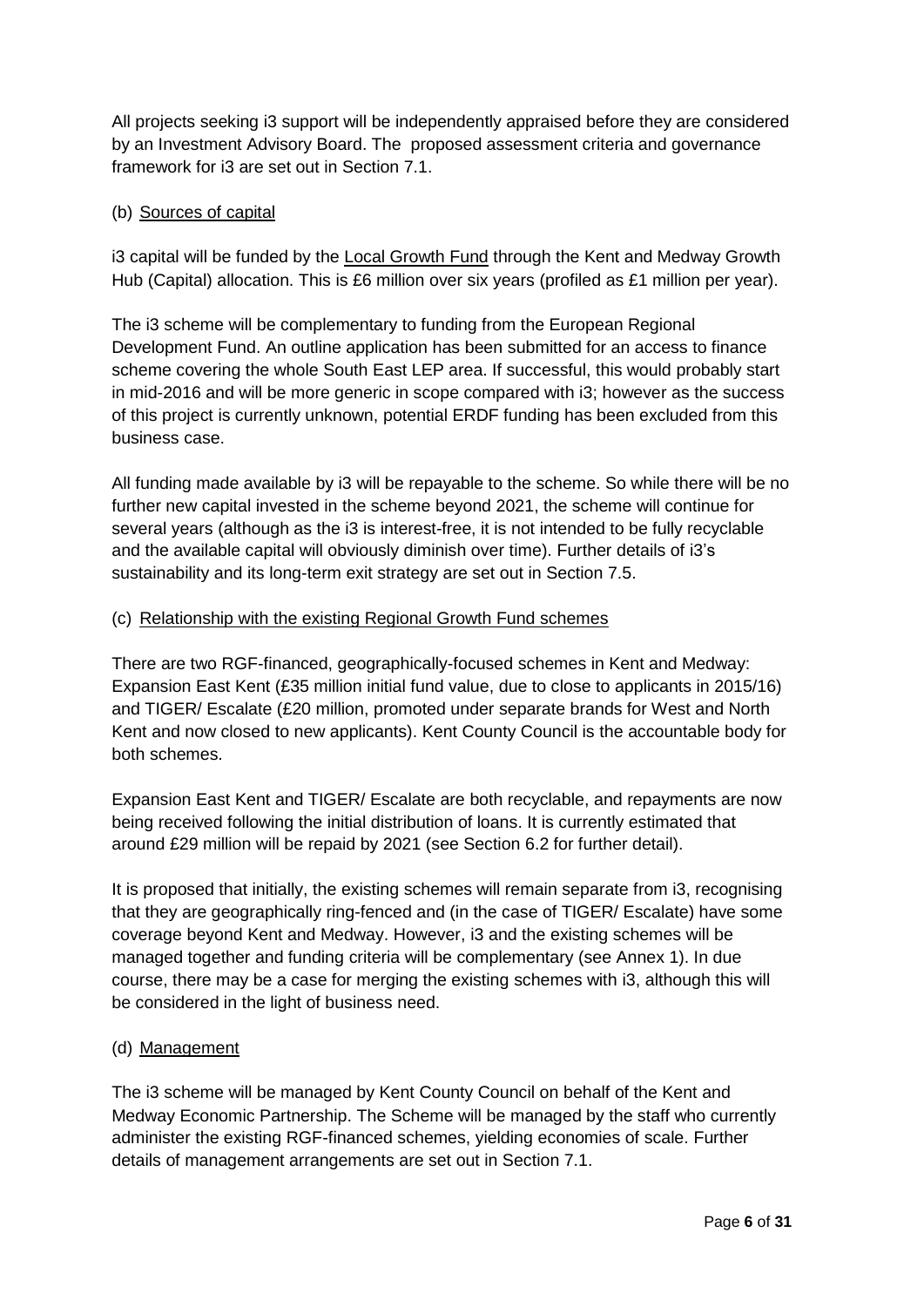All projects seeking i3 support will be independently appraised before they are considered by an Investment Advisory Board. The proposed assessment criteria and governance framework for i3 are set out in Section 7.1.

(b) Sources of capital

i3 capital will be funded by the Local Growth Fund through the Kent and Medway Growth Hub (Capital) allocation. This is £6 million over six years (profiled as £1 million per year).

The i3 scheme will be complementary to funding from the European Regional Development Fund. An outline application has been submitted for an access to finance scheme covering the whole South East LEP area. If successful, this would probably start in mid-2016 and will be more generic in scope compared with i3; however as the success of this project is currently unknown, potential ERDF funding has been excluded from this business case.

All funding made available by i3 will be repayable to the scheme. So while there will be no further new capital invested in the scheme beyond 2021, the scheme will continue for several years (although as the i3 is interest-free, it is not intended to be fully recyclable and the available capital will obviously diminish over time). Further details of i3's sustainability and its long-term exit strategy are set out in Section 7.5.

(c) Relationship with the existing Regional Growth Fund schemes

There are two RGF-financed, geographically-focused schemes in Kent and Medway: Expansion East Kent (£35 million initial fund value, due to close to applicants in 2015/16) and TIGER/ Escalate (£20 million, promoted under separate brands for West and North Kent and now closed to new applicants). Kent County Council is the accountable body for both schemes.

Expansion East Kent and TIGER/ Escalate are both recyclable, and repayments are now being received following the initial distribution of loans. It is currently estimated that around £29 million will be repaid by 2021 (see Section 6.2 for further detail).

It is proposed that initially, the existing schemes will remain separate from i3, recognising that they are geographically ring-fenced and (in the case of TIGER/ Escalate) have some coverage beyond Kent and Medway. However, i3 and the existing schemes will be managed together and funding criteria will be complementary (see Annex 1). In due course, there may be a case for merging the existing schemes with i3, although this will be considered in the light of business need.

(d) Management

The i3 scheme will be managed by Kent County Council on behalf of the Kent and Medway Economic Partnership. The Scheme will be managed by the staff who currently administer the existing RGF-financed schemes, yielding economies of scale. Further details of management arrangements are set out in Section 7.1.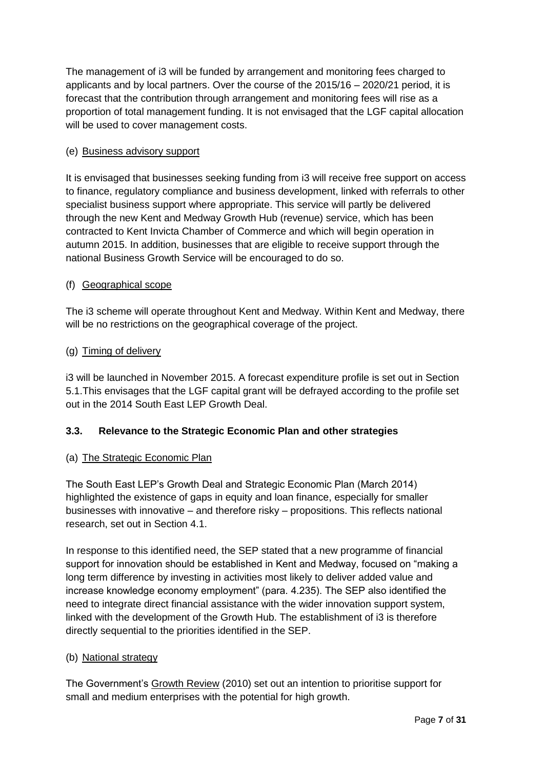The management of i3 will be funded by arrangement and monitoring fees charged to applicants and by local partners. Over the course of the 2015/16 – 2020/21 period, it is forecast that the contribution through arrangement and monitoring fees will rise as a proportion of total management funding. It is not envisaged that the LGF capital allocation will be used to cover management costs.

(e) Business advisory support

It is envisaged that businesses seeking funding from i3 will receive free support on access to finance, regulatory compliance and business development, linked with referrals to other specialist business support where appropriate. This service will partly be delivered through the new Kent and Medway Growth Hub (revenue) service, which has been contracted to Kent Invicta Chamber of Commerce and which will begin operation in autumn 2015. In addition, businesses that are eligible to receive support through the national Business Growth Service will be encouraged to do so.

(f) Geographical scope

The i3 scheme will operate throughout Kent and Medway. Within Kent and Medway, there will be no restrictions on the geographical coverage of the project.

(g) Timing of delivery

i3 will be launched in November 2015. A forecast expenditure profile is set out in Section 5.1.This envisages that the LGF capital grant will be defrayed according to the profile set out in the 2014 South East LEP Growth Deal.

### 3.3. Relevance to the Strategic Economic Plan and other strategies

(a) The Strategic Economic Plan

The South East LEP's Growth Deal and Strategic Economic Plan (March 2014) highlighted the existence of gaps in equity and loan finance, especially for smaller businesses with innovative – and therefore risky – propositions. This reflects national research, set out in Section 4.1.

In response to this identified need, the SEP stated that a new programme of financial support for innovation should be established in Kent and Medway, focused on "making a long term difference by investing in activities most likely to deliver added value and increase knowledge economy employment" (para. 4.235). The SEP also identified the need to integrate direct financial assistance with the wider innovation support system, linked with the development of the Growth Hub. The establishment of i3 is therefore directly sequential to the priorities identified in the SEP.

(b) National strategy

The Government's Growth Review (2010) set out an intention to prioritise support for small and medium enterprises with the potential for high growth.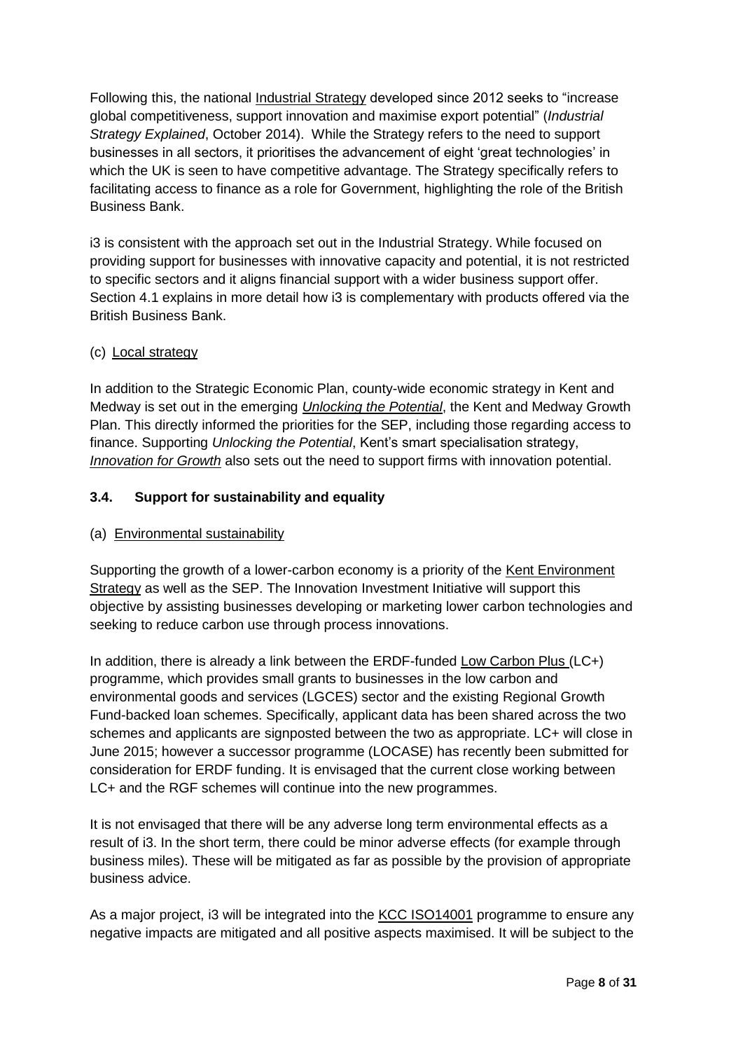Following this, the national Industrial Strategy developed since 2012 seeks to "increase global competitiveness, support innovation and maximise export potential" (*Industrial Strategy Explained*, October 2014). While the Strategy refers to the need to support businesses in all sectors, it prioritises the advancement of eight 'great technologies' in which the UK is seen to have competitive advantage. The Strategy specifically refers to facilitating access to finance as a role for Government, highlighting the role of the British Business Bank.

i3 is consistent with the approach set out in the Industrial Strategy. While focused on providing support for businesses with innovative capacity and potential, it is not restricted to specific sectors and it aligns financial support with a wider business support offer. Section 4.1 explains in more detail how i3 is complementary with products offered via the British Business Bank.

(c) Local strategy

In addition to the Strategic Economic Plan, county-wide economic strategy in Kent and Medway is set out in the emerging *Unlocking the Potential*, the Kent and Medway Growth Plan. This directly informed the priorities for the SEP, including those regarding access to finance. Supporting *Unlocking the Potential*, Kent's smart specialisation strategy, *Innovation for Growth* also sets out the need to support firms with innovation potential.

### 3.4. Support for sustainability and equality

(a) Environmental sustainability

Supporting the growth of a lower-carbon economy is a priority of the Kent Environment Strategy as well as the SEP. The Innovation Investment Initiative will support this objective by assisting businesses developing or marketing lower carbon technologies and seeking to reduce carbon use through process innovations.

In addition, there is already a link between the ERDF-funded Low Carbon Plus (LC+) programme, which provides small grants to businesses in the low carbon and environmental goods and services (LGCES) sector and the existing Regional Growth Fund-backed loan schemes. Specifically, applicant data has been shared across the two schemes and applicants are signposted between the two as appropriate. LC+ will close in June 2015; however a successor programme (LOCASE) has recently been submitted for consideration for ERDF funding. It is envisaged that the current close working between LC+ and the RGF schemes will continue into the new programmes.

It is not envisaged that there will be any adverse long term environmental effects as a result of i3. In the short term, there could be minor adverse effects (for example through business miles). These will be mitigated as far as possible by the provision of appropriate business advice.

As a major project, i3 will be integrated into the KCC ISO14001 programme to ensure any negative impacts are mitigated and all positive aspects maximised. It will be subject to the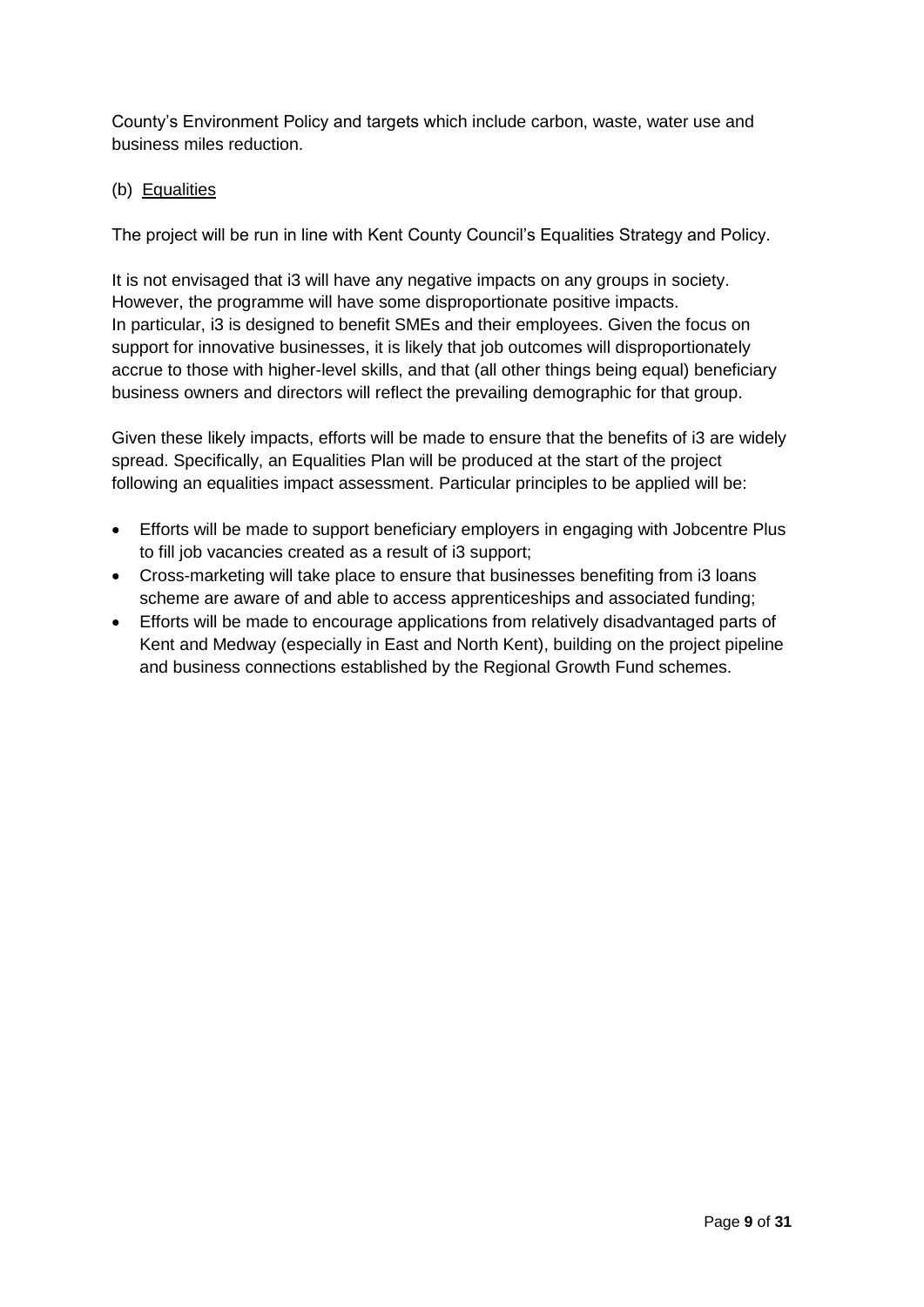County's Environment Policy and targets which include carbon, waste, water use and business miles reduction.

(b) Equalities

The project will be run in line with Kent County Council's Equalities Strategy and Policy.

It is not envisaged that i3 will have any negative impacts on any groups in society. However, the programme will have some disproportionate positive impacts. In particular, i3 is designed to benefit SMEs and their employees. Given the focus on support for innovative businesses, it is likely that job outcomes will disproportionately accrue to those with higher-level skills, and that (all other things being equal) beneficiary business owners and directors will reflect the prevailing demographic for that group.

Given these likely impacts, efforts will be made to ensure that the benefits of i3 are widely spread. Specifically, an Equalities Plan will be produced at the start of the project following an equalities impact assessment. Particular principles to be applied will be:

- Efforts will be made to support beneficiary employers in engaging with Jobcentre Plus to fill job vacancies created as a result of i3 support;
- Cross-marketing will take place to ensure that businesses benefiting from i3 loans scheme are aware of and able to access apprenticeships and associated funding;
- Efforts will be made to encourage applications from relatively disadvantaged parts of Kent and Medway (especially in East and North Kent), building on the project pipeline and business connections established by the Regional Growth Fund schemes.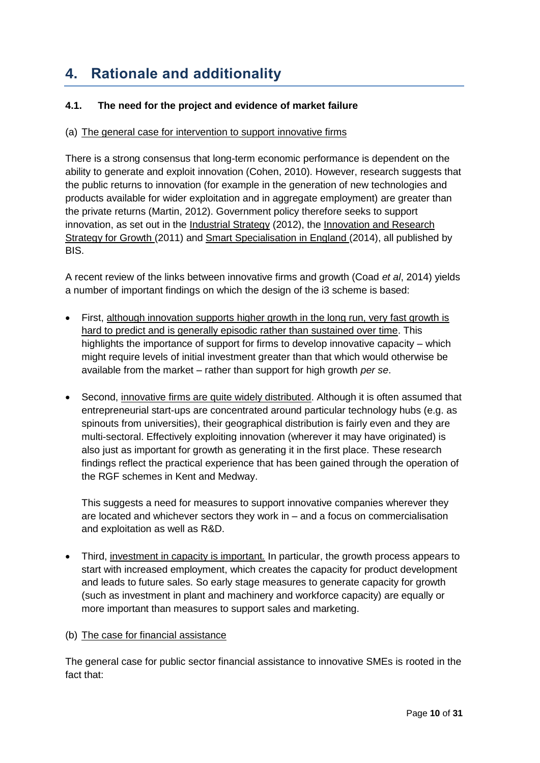# 4. Rationale and additionality

### 4.1. The need for the project and evidence of market failure

(a) The general case for intervention to support innovative firms

There is a strong consensus that long-term economic performance is dependent on the ability to generate and exploit innovation (Cohen, 2010). However, research suggests that the public returns to innovation (for example in the generation of new technologies and products available for wider exploitation and in aggregate employment) are greater than the private returns (Martin, 2012). Government policy therefore seeks to support innovation, as set out in the Industrial Strategy (2012), the Innovation and Research Strategy for Growth (2011) and Smart Specialisation in England (2014), all published by BIS.

A recent review of the links between innovative firms and growth (Coad *et al*, 2014) yields a number of important findings on which the design of the i3 scheme is based:

- First, although innovation supports higher growth in the long run, very fast growth is hard to predict and is generally episodic rather than sustained over time. This highlights the importance of support for firms to develop innovative capacity – which might require levels of initial investment greater than that which would otherwise be available from the market – rather than support for high growth *per se*.

- Second, innovative firms are quite widely distributed. Although it is often assumed that entrepreneurial start-ups are concentrated around particular technology hubs (e.g. as spinouts from universities), their geographical distribution is fairly even and they are multi-sectoral. Effectively exploiting innovation (wherever it may have originated) is also just as important for growth as generating it in the first place. These research findings reflect the practical experience that has been gained through the operation of the RGF schemes in Kent and Medway.

  This suggests a need for measures to support innovative companies wherever they are located and whichever sectors they work in – and a focus on commercialisation and exploitation as well as R&D.

- Third, investment in capacity is important. In particular, the growth process appears to start with increased employment, which creates the capacity for product development and leads to future sales. So early stage measures to generate capacity for growth (such as investment in plant and machinery and workforce capacity) are equally or more important than measures to support sales and marketing.

(b) The case for financial assistance

The general case for public sector financial assistance to innovative SMEs is rooted in the fact that: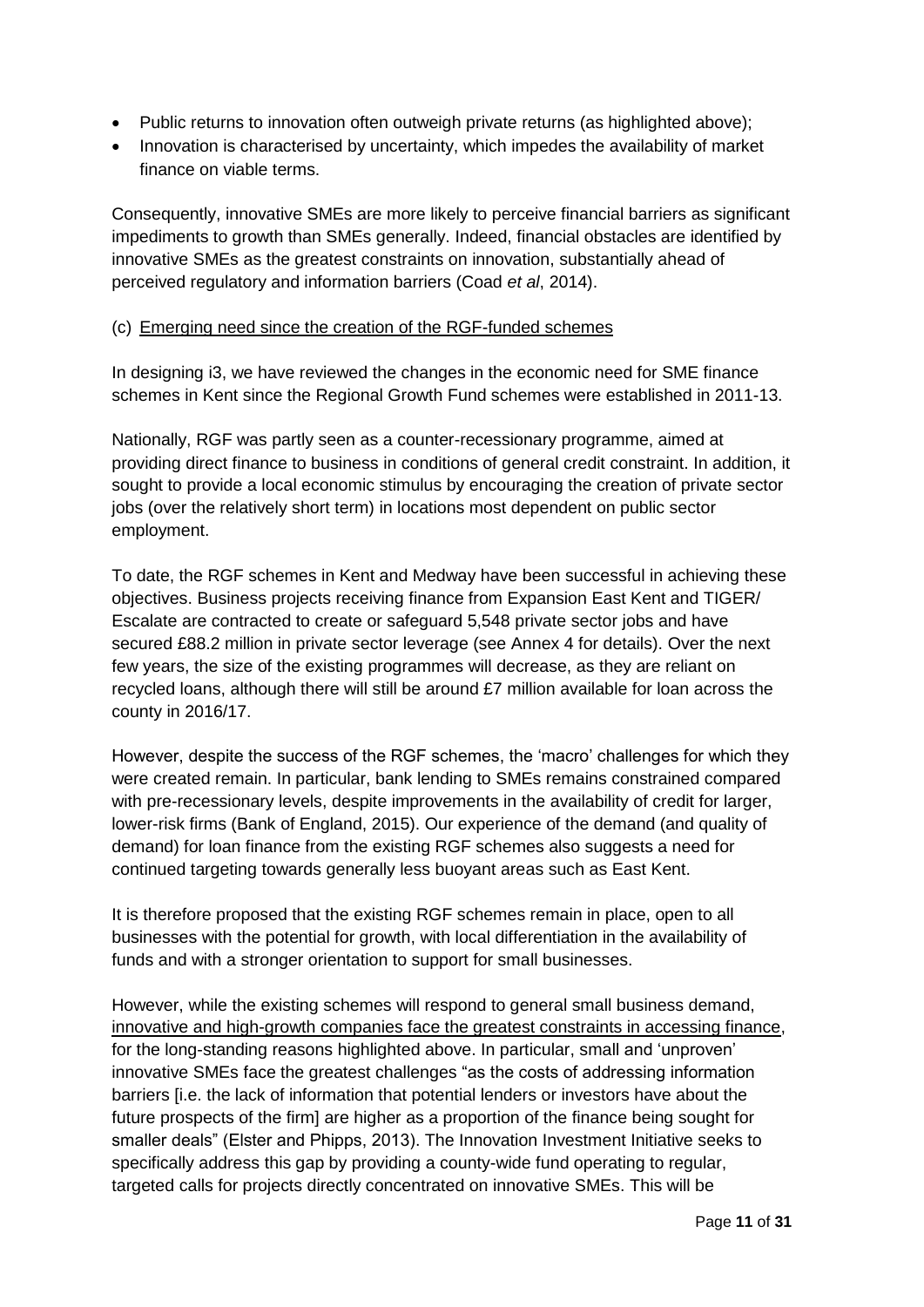- Public returns to innovation often outweigh private returns (as highlighted above);
- Innovation is characterised by uncertainty, which impedes the availability of market finance on viable terms.

Consequently, innovative SMEs are more likely to perceive financial barriers as significant impediments to growth than SMEs generally. Indeed, financial obstacles are identified by innovative SMEs as the greatest constraints on innovation, substantially ahead of perceived regulatory and information barriers (Coad *et al*, 2014).

(c) Emerging need since the creation of the RGF-funded schemes

In designing i3, we have reviewed the changes in the economic need for SME finance schemes in Kent since the Regional Growth Fund schemes were established in 2011-13.

Nationally, RGF was partly seen as a counter-recessionary programme, aimed at providing direct finance to business in conditions of general credit constraint. In addition, it sought to provide a local economic stimulus by encouraging the creation of private sector jobs (over the relatively short term) in locations most dependent on public sector employment.

To date, the RGF schemes in Kent and Medway have been successful in achieving these objectives. Business projects receiving finance from Expansion East Kent and TIGER/ Escalate are contracted to create or safeguard 5,548 private sector jobs and have secured £88.2 million in private sector leverage (see Annex 4 for details). Over the next few years, the size of the existing programmes will decrease, as they are reliant on recycled loans, although there will still be around £7 million available for loan across the county in 2016/17.

However, despite the success of the RGF schemes, the 'macro' challenges for which they were created remain. In particular, bank lending to SMEs remains constrained compared with pre-recessionary levels, despite improvements in the availability of credit for larger, lower-risk firms (Bank of England, 2015). Our experience of the demand (and quality of demand) for loan finance from the existing RGF schemes also suggests a need for continued targeting towards generally less buoyant areas such as East Kent.

It is therefore proposed that the existing RGF schemes remain in place, open to all businesses with the potential for growth, with local differentiation in the availability of funds and with a stronger orientation to support for small businesses.

However, while the existing schemes will respond to general small business demand, innovative and high-growth companies face the greatest constraints in accessing finance, for the long-standing reasons highlighted above. In particular, small and 'unproven' innovative SMEs face the greatest challenges "as the costs of addressing information barriers [i.e. the lack of information that potential lenders or investors have about the future prospects of the firm] are higher as a proportion of the finance being sought for smaller deals" (Elster and Phipps, 2013). The Innovation Investment Initiative seeks to specifically address this gap by providing a county-wide fund operating to regular, targeted calls for projects directly concentrated on innovative SMEs. This will be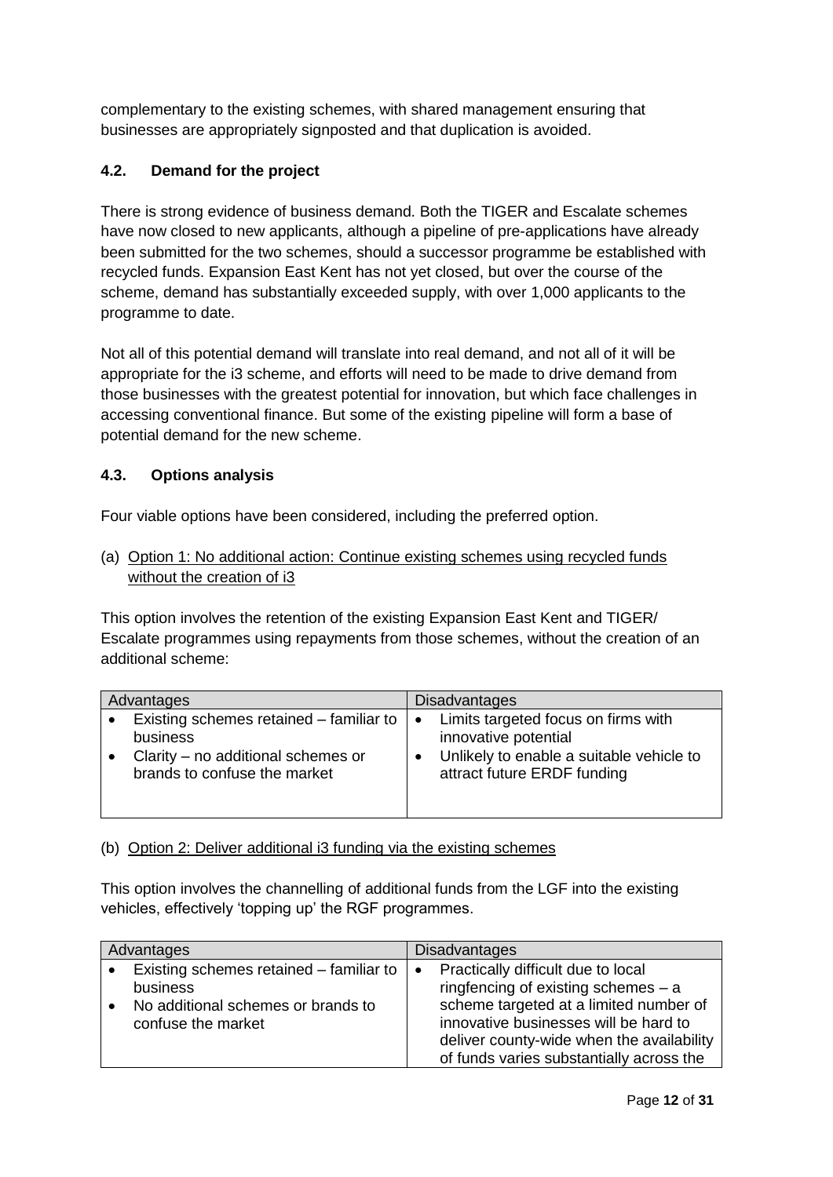complementary to the existing schemes, with shared management ensuring that businesses are appropriately signposted and that duplication is avoided.

### 4.2. Demand for the project

There is strong evidence of business demand. Both the TIGER and Escalate schemes have now closed to new applicants, although a pipeline of pre-applications have already been submitted for the two schemes, should a successor programme be established with recycled funds. Expansion East Kent has not yet closed, but over the course of the scheme, demand has substantially exceeded supply, with over 1,000 applicants to the programme to date.

Not all of this potential demand will translate into real demand, and not all of it will be appropriate for the i3 scheme, and efforts will need to be made to drive demand from those businesses with the greatest potential for innovation, but which face challenges in accessing conventional finance. But some of the existing pipeline will form a base of potential demand for the new scheme.

### 4.3. Options analysis

Four viable options have been considered, including the preferred option.

(a) Option 1: No additional action: Continue existing schemes using recycled funds without the creation of i3

This option involves the retention of the existing Expansion East Kent and TIGER/ Escalate programmes using repayments from those schemes, without the creation of an additional scheme:

| Advantages | Disadvantages |
|---|---|
| • Existing schemes retained – familiar to business<br>• Clarity – no additional schemes or brands to confuse the market | • Limits targeted focus on firms with innovative potential<br>• Unlikely to enable a suitable vehicle to attract future ERDF funding |

(b) Option 2: Deliver additional i3 funding via the existing schemes

This option involves the channelling of additional funds from the LGF into the existing vehicles, effectively 'topping up' the RGF programmes.

| Advantages | Disadvantages |
|---|---|
| • Existing schemes retained – familiar to business<br>• No additional schemes or brands to confuse the market | • Practically difficult due to local ringfencing of existing schemes – a scheme targeted at a limited number of innovative businesses will be hard to deliver county-wide when the availability of funds varies substantially across the |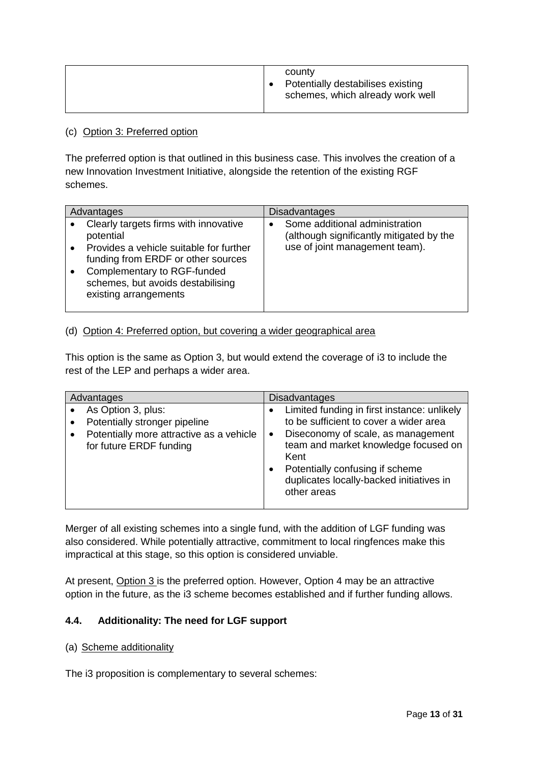| | |
|---|---|
| | county<br>• Potentially destabilises existing schemes, which already work well |

(c) Option 3: Preferred option

The preferred option is that outlined in this business case. This involves the creation of a new Innovation Investment Initiative, alongside the retention of the existing RGF schemes.

| Advantages | Disadvantages |
|---|---|
| • Clearly targets firms with innovative potential<br>• Provides a vehicle suitable for further funding from ERDF or other sources<br>• Complementary to RGF-funded schemes, but avoids destabilising existing arrangements | • Some additional administration (although significantly mitigated by the use of joint management team). |

(d) Option 4: Preferred option, but covering a wider geographical area

This option is the same as Option 3, but would extend the coverage of i3 to include the rest of the LEP and perhaps a wider area.

| Advantages | Disadvantages |
|---|---|
| • As Option 3, plus:<br>• Potentially stronger pipeline<br>• Potentially more attractive as a vehicle for future ERDF funding | • Limited funding in first instance: unlikely to be sufficient to cover a wider area<br>• Diseconomy of scale, as management team and market knowledge focused on Kent<br>• Potentially confusing if scheme duplicates locally-backed initiatives in other areas |

Merger of all existing schemes into a single fund, with the addition of LGF funding was also considered. While potentially attractive, commitment to local ringfences make this impractical at this stage, so this option is considered unviable.

At present, Option 3 is the preferred option. However, Option 4 may be an attractive option in the future, as the i3 scheme becomes established and if further funding allows.

### 4.4. Additionality: The need for LGF support

(a) Scheme additionality

The i3 proposition is complementary to several schemes: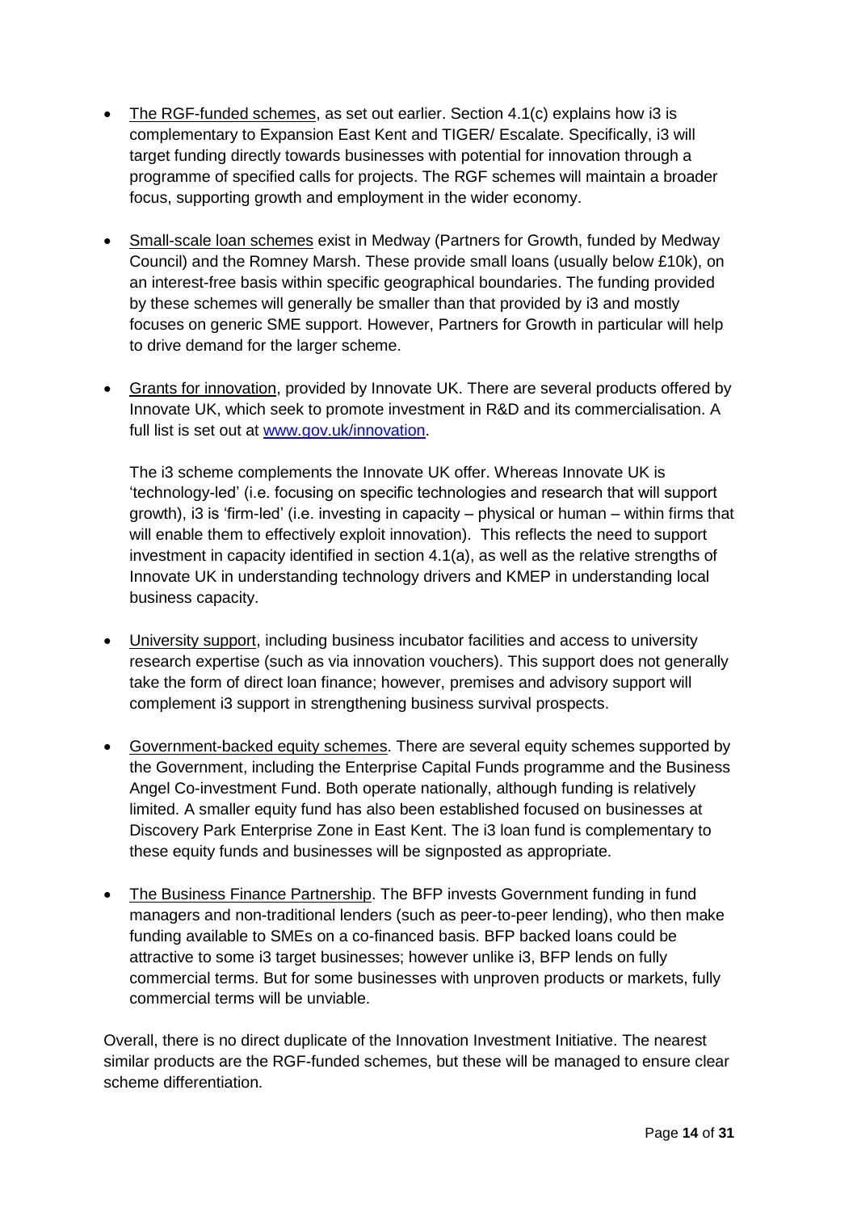- The RGF-funded schemes, as set out earlier. Section 4.1(c) explains how i3 is complementary to Expansion East Kent and TIGER/ Escalate. Specifically, i3 will target funding directly towards businesses with potential for innovation through a programme of specified calls for projects. The RGF schemes will maintain a broader focus, supporting growth and employment in the wider economy.

- Small-scale loan schemes exist in Medway (Partners for Growth, funded by Medway Council) and the Romney Marsh. These provide small loans (usually below £10k), on an interest-free basis within specific geographical boundaries. The funding provided by these schemes will generally be smaller than that provided by i3 and mostly focuses on generic SME support. However, Partners for Growth in particular will help to drive demand for the larger scheme.

- Grants for innovation, provided by Innovate UK. There are several products offered by Innovate UK, which seek to promote investment in R&D and its commercialisation. A full list is set out at [www.gov.uk/innovation](http://www.gov.uk/innovation).

  The i3 scheme complements the Innovate UK offer. Whereas Innovate UK is 'technology-led' (i.e. focusing on specific technologies and research that will support growth), i3 is 'firm-led' (i.e. investing in capacity – physical or human – within firms that will enable them to effectively exploit innovation). This reflects the need to support investment in capacity identified in section 4.1(a), as well as the relative strengths of Innovate UK in understanding technology drivers and KMEP in understanding local business capacity.

- University support, including business incubator facilities and access to university research expertise (such as via innovation vouchers). This support does not generally take the form of direct loan finance; however, premises and advisory support will complement i3 support in strengthening business survival prospects.

- Government-backed equity schemes. There are several equity schemes supported by the Government, including the Enterprise Capital Funds programme and the Business Angel Co-investment Fund. Both operate nationally, although funding is relatively limited. A smaller equity fund has also been established focused on businesses at Discovery Park Enterprise Zone in East Kent. The i3 loan fund is complementary to these equity funds and businesses will be signposted as appropriate.

- The Business Finance Partnership. The BFP invests Government funding in fund managers and non-traditional lenders (such as peer-to-peer lending), who then make funding available to SMEs on a co-financed basis. BFP backed loans could be attractive to some i3 target businesses; however unlike i3, BFP lends on fully commercial terms. But for some businesses with unproven products or markets, fully commercial terms will be unviable.

Overall, there is no direct duplicate of the Innovation Investment Initiative. The nearest similar products are the RGF-funded schemes, but these will be managed to ensure clear scheme differentiation.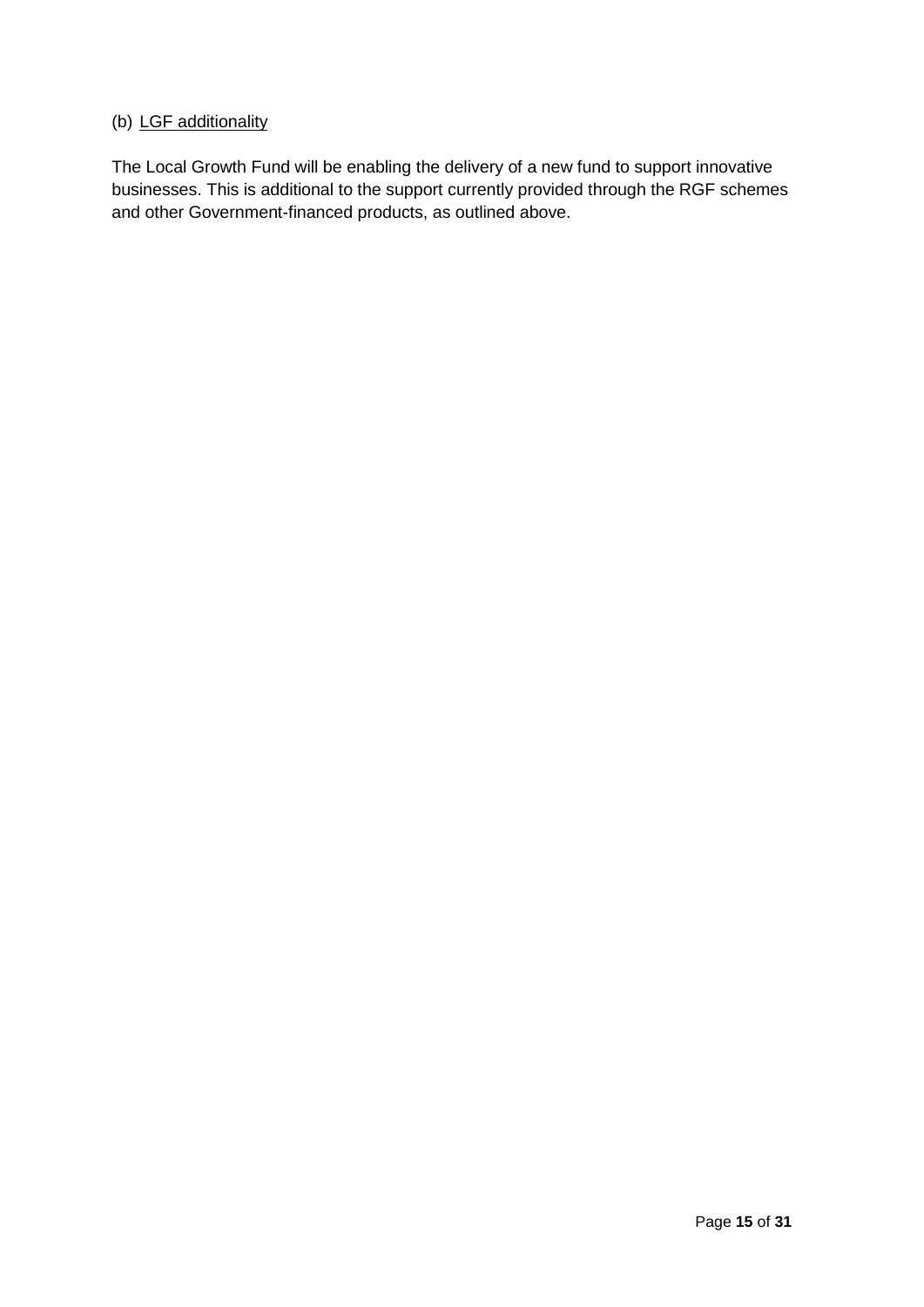(b) LGF additionality

The Local Growth Fund will be enabling the delivery of a new fund to support innovative businesses. This is additional to the support currently provided through the RGF schemes and other Government-financed products, as outlined above.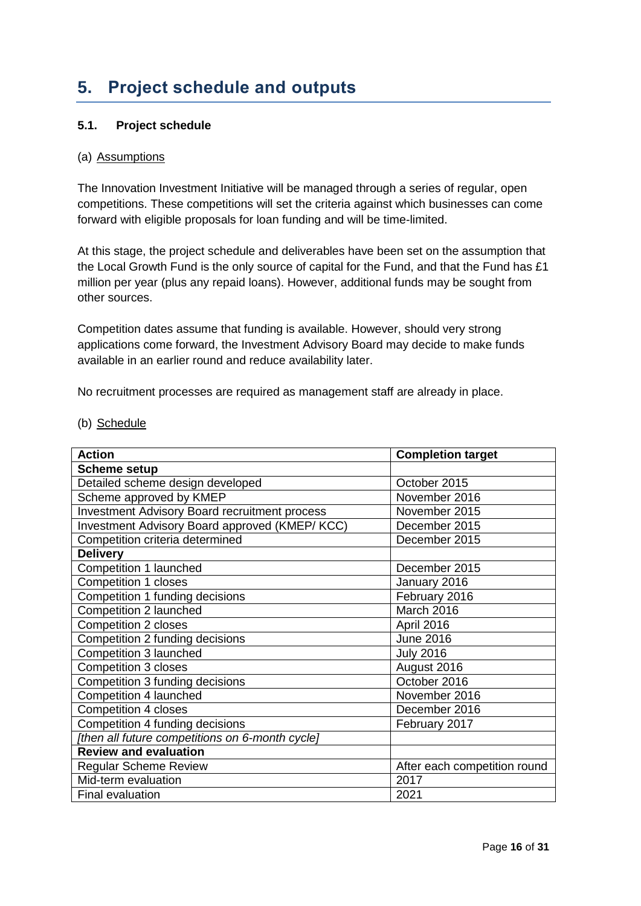# 5. Project schedule and outputs

### 5.1. Project schedule

(a) Assumptions

The Innovation Investment Initiative will be managed through a series of regular, open competitions. These competitions will set the criteria against which businesses can come forward with eligible proposals for loan funding and will be time-limited.

At this stage, the project schedule and deliverables have been set on the assumption that the Local Growth Fund is the only source of capital for the Fund, and that the Fund has £1 million per year (plus any repaid loans). However, additional funds may be sought from other sources.

Competition dates assume that funding is available. However, should very strong applications come forward, the Investment Advisory Board may decide to make funds available in an earlier round and reduce availability later.

No recruitment processes are required as management staff are already in place.

(b) Schedule

| Action | Completion target |
|---|---|
| **Scheme setup** | |
| Detailed scheme design developed | October 2015 |
| Scheme approved by KMEP | November 2016 |
| Investment Advisory Board recruitment process | November 2015 |
| Investment Advisory Board approved (KMEP/ KCC) | December 2015 |
| Competition criteria determined | December 2015 |
| **Delivery** | |
| Competition 1 launched | December 2015 |
| Competition 1 closes | January 2016 |
| Competition 1 funding decisions | February 2016 |
| Competition 2 launched | March 2016 |
| Competition 2 closes | April 2016 |
| Competition 2 funding decisions | June 2016 |
| Competition 3 launched | July 2016 |
| Competition 3 closes | August 2016 |
| Competition 3 funding decisions | October 2016 |
| Competition 4 launched | November 2016 |
| Competition 4 closes | December 2016 |
| Competition 4 funding decisions | February 2017 |
| *[then all future competitions on 6-month cycle]* | |
| **Review and evaluation** | |
| Regular Scheme Review | After each competition round |
| Mid-term evaluation | 2017 |
| Final evaluation | 2021 |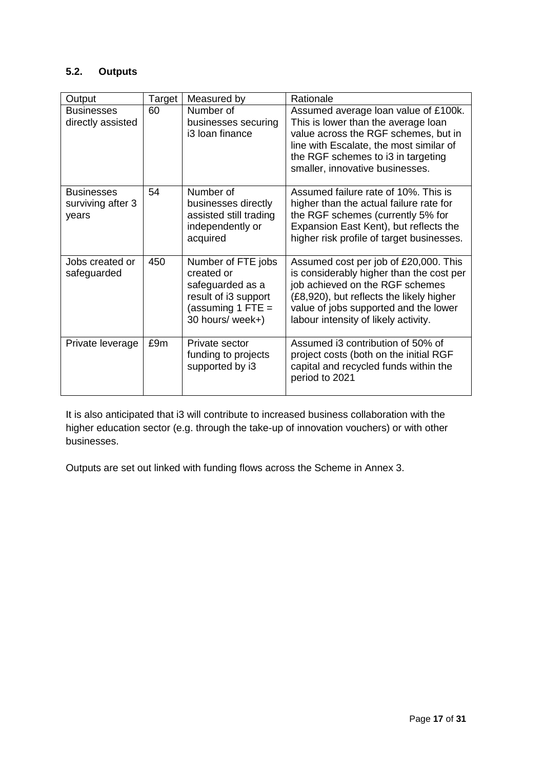### 5.2. Outputs

| Output | Target | Measured by | Rationale |
|---|---|---|---|
| Businesses directly assisted | 60 | Number of businesses securing i3 loan finance | Assumed average loan value of £100k. This is lower than the average loan value across the RGF schemes, but in line with Escalate, the most similar of the RGF schemes to i3 in targeting smaller, innovative businesses. |
| Businesses surviving after 3 years | 54 | Number of businesses directly assisted still trading independently or acquired | Assumed failure rate of 10%. This is higher than the actual failure rate for the RGF schemes (currently 5% for Expansion East Kent), but reflects the higher risk profile of target businesses. |
| Jobs created or safeguarded | 450 | Number of FTE jobs created or safeguarded as a result of i3 support (assuming 1 FTE = 30 hours/ week+) | Assumed cost per job of £20,000. This is considerably higher than the cost per job achieved on the RGF schemes (£8,920), but reflects the likely higher value of jobs supported and the lower labour intensity of likely activity. |
| Private leverage | £9m | Private sector funding to projects supported by i3 | Assumed i3 contribution of 50% of project costs (both on the initial RGF capital and recycled funds within the period to 2021 |

It is also anticipated that i3 will contribute to increased business collaboration with the higher education sector (e.g. through the take-up of innovation vouchers) or with other businesses.

Outputs are set out linked with funding flows across the Scheme in Annex 3.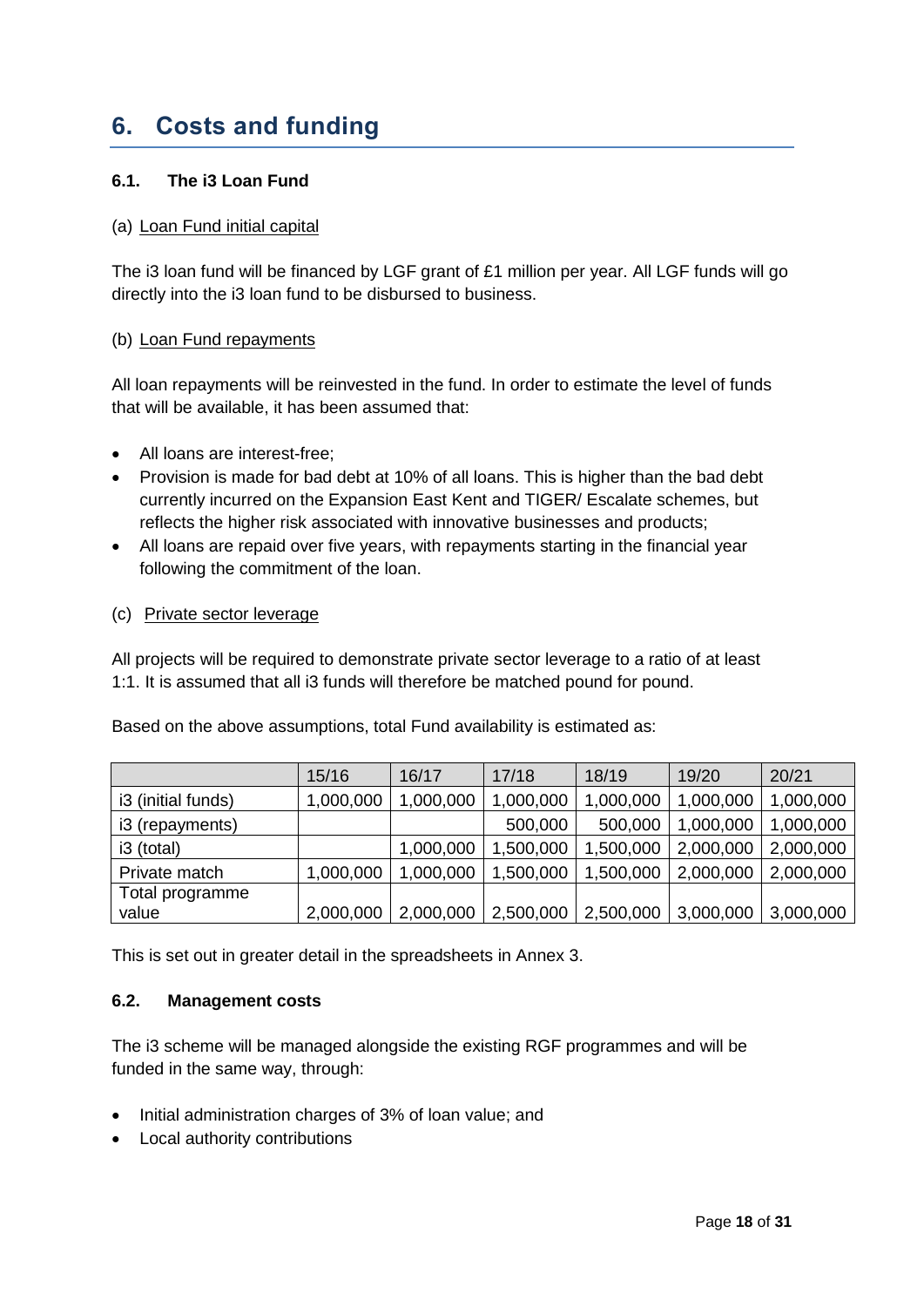# 6. Costs and funding

### 6.1. The i3 Loan Fund

(a) Loan Fund initial capital

The i3 loan fund will be financed by LGF grant of £1 million per year. All LGF funds will go directly into the i3 loan fund to be disbursed to business.

(b) Loan Fund repayments

All loan repayments will be reinvested in the fund. In order to estimate the level of funds that will be available, it has been assumed that:

- All loans are interest-free;
- Provision is made for bad debt at 10% of all loans. This is higher than the bad debt currently incurred on the Expansion East Kent and TIGER/ Escalate schemes, but reflects the higher risk associated with innovative businesses and products;
- All loans are repaid over five years, with repayments starting in the financial year following the commitment of the loan.

(c) Private sector leverage

All projects will be required to demonstrate private sector leverage to a ratio of at least 1:1. It is assumed that all i3 funds will therefore be matched pound for pound.

Based on the above assumptions, total Fund availability is estimated as:

| | 15/16 | 16/17 | 17/18 | 18/19 | 19/20 | 20/21 |
|---|---|---|---|---|---|---|
| i3 (initial funds) | 1,000,000 | 1,000,000 | 1,000,000 | 1,000,000 | 1,000,000 | 1,000,000 |
| i3 (repayments) | | | 500,000 | 500,000 | 1,000,000 | 1,000,000 |
| i3 (total) | | 1,000,000 | 1,500,000 | 1,500,000 | 2,000,000 | 2,000,000 |
| Private match | 1,000,000 | 1,000,000 | 1,500,000 | 1,500,000 | 2,000,000 | 2,000,000 |
| Total programme value | 2,000,000 | 2,000,000 | 2,500,000 | 2,500,000 | 3,000,000 | 3,000,000 |

This is set out in greater detail in the spreadsheets in Annex 3.

### 6.2. Management costs

The i3 scheme will be managed alongside the existing RGF programmes and will be funded in the same way, through:

- Initial administration charges of 3% of loan value; and
- Local authority contributions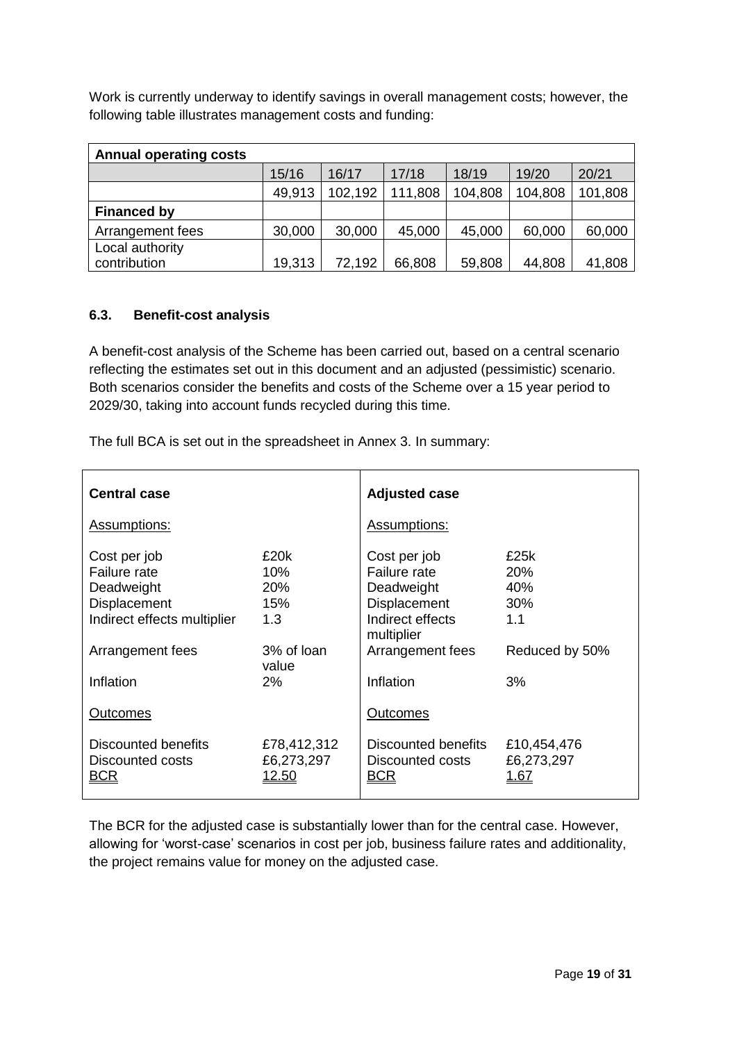Work is currently underway to identify savings in overall management costs; however, the following table illustrates management costs and funding:

| **Annual operating costs** | | | | | | |
|---|---|---|---|---|---|---|
| | 15/16 | 16/17 | 17/18 | 18/19 | 19/20 | 20/21 |
| | 49,913 | 102,192 | 111,808 | 104,808 | 104,808 | 101,808 |
| **Financed by** | | | | | | |
| Arrangement fees | 30,000 | 30,000 | 45,000 | 45,000 | 60,000 | 60,000 |
| Local authority contribution | 19,313 | 72,192 | 66,808 | 59,808 | 44,808 | 41,808 |

### 6.3. Benefit-cost analysis

A benefit-cost analysis of the Scheme has been carried out, based on a central scenario reflecting the estimates set out in this document and an adjusted (pessimistic) scenario. Both scenarios consider the benefits and costs of the Scheme over a 15 year period to 2029/30, taking into account funds recycled during this time.

The full BCA is set out in the spreadsheet in Annex 3. In summary:

| **Central case** | | **Adjusted case** | |
|---|---|---|---|
| Assumptions: | | Assumptions: | |
| Cost per job | £20k | Cost per job | £25k |
| Failure rate | 10% | Failure rate | 20% |
| Deadweight | 20% | Deadweight | 40% |
| Displacement | 15% | Displacement | 30% |
| Indirect effects multiplier | 1.3 | Indirect effects multiplier | 1.1 |
| Arrangement fees | 3% of loan value | Arrangement fees | Reduced by 50% |
| Inflation | 2% | Inflation | 3% |
| Outcomes | | Outcomes | |
| Discounted benefits | £78,412,312 | Discounted benefits | £10,454,476 |
| Discounted costs | £6,273,297 | Discounted costs | £6,273,297 |
| BCR | 12.50 | BCR | 1.67 |

The BCR for the adjusted case is substantially lower than for the central case. However, allowing for 'worst-case' scenarios in cost per job, business failure rates and additionality, the project remains value for money on the adjusted case.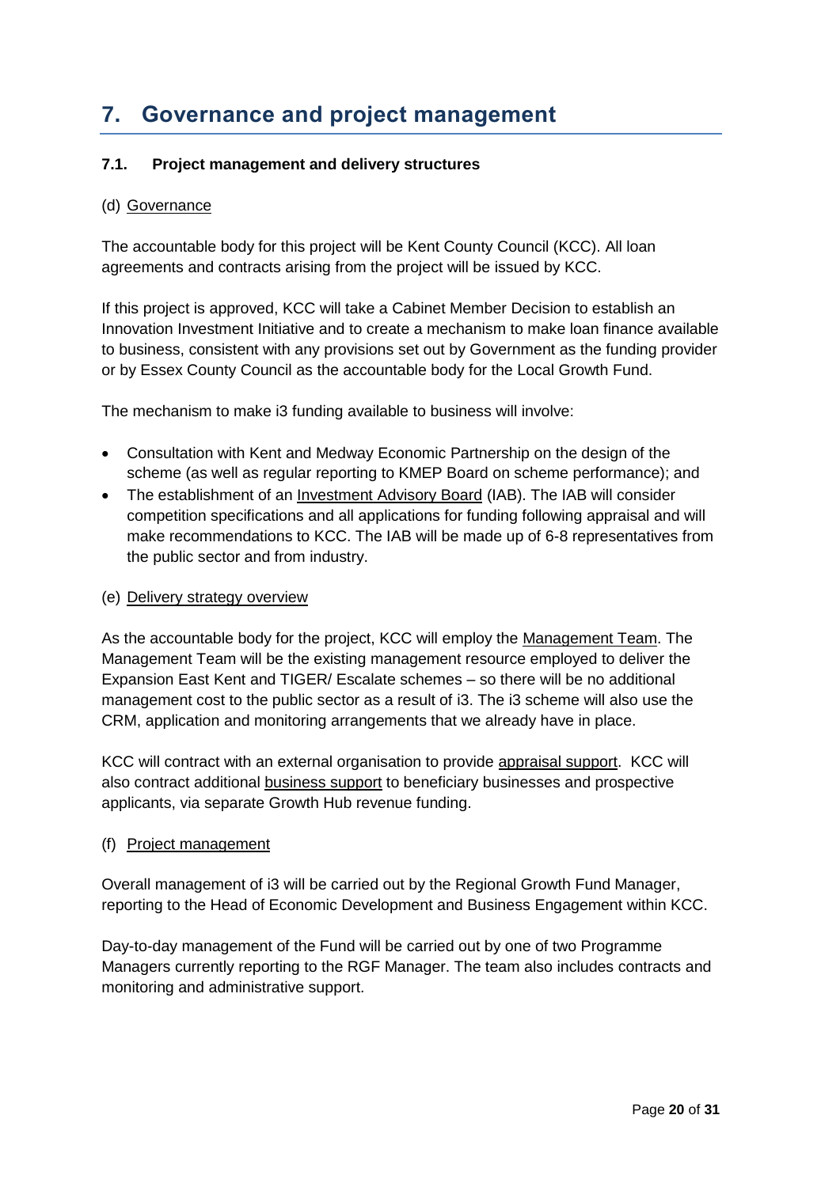# 7. Governance and project management

### 7.1. Project management and delivery structures

(d) Governance

The accountable body for this project will be Kent County Council (KCC). All loan agreements and contracts arising from the project will be issued by KCC.

If this project is approved, KCC will take a Cabinet Member Decision to establish an Innovation Investment Initiative and to create a mechanism to make loan finance available to business, consistent with any provisions set out by Government as the funding provider or by Essex County Council as the accountable body for the Local Growth Fund.

The mechanism to make i3 funding available to business will involve:

- Consultation with Kent and Medway Economic Partnership on the design of the scheme (as well as regular reporting to KMEP Board on scheme performance); and
- The establishment of an Investment Advisory Board (IAB). The IAB will consider competition specifications and all applications for funding following appraisal and will make recommendations to KCC. The IAB will be made up of 6-8 representatives from the public sector and from industry.

(e) Delivery strategy overview

As the accountable body for the project, KCC will employ the Management Team. The Management Team will be the existing management resource employed to deliver the Expansion East Kent and TIGER/ Escalate schemes – so there will be no additional management cost to the public sector as a result of i3. The i3 scheme will also use the CRM, application and monitoring arrangements that we already have in place.

KCC will contract with an external organisation to provide appraisal support. KCC will also contract additional business support to beneficiary businesses and prospective applicants, via separate Growth Hub revenue funding.

(f) Project management

Overall management of i3 will be carried out by the Regional Growth Fund Manager, reporting to the Head of Economic Development and Business Engagement within KCC.

Day-to-day management of the Fund will be carried out by one of two Programme Managers currently reporting to the RGF Manager. The team also includes contracts and monitoring and administrative support.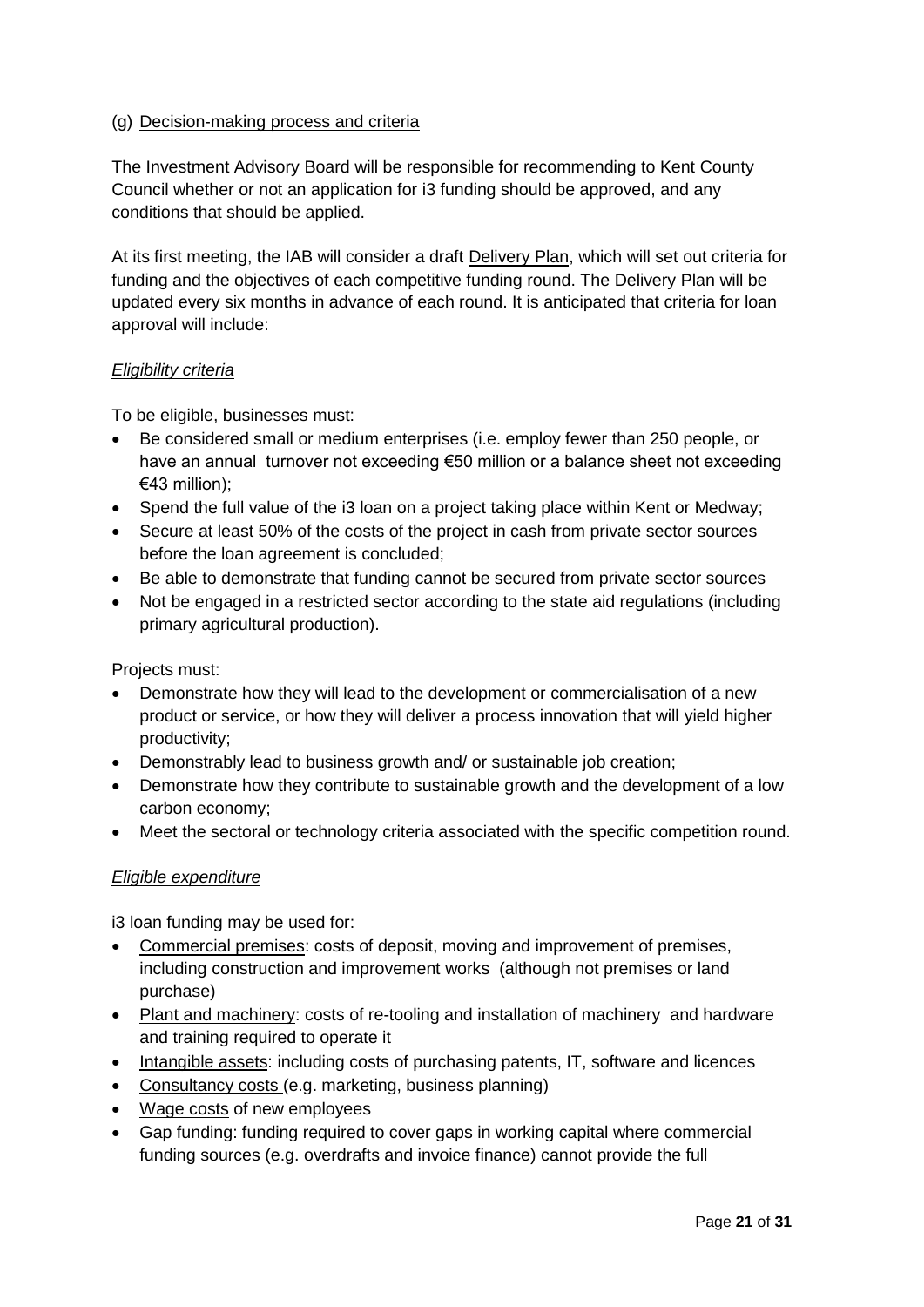(g) Decision-making process and criteria

The Investment Advisory Board will be responsible for recommending to Kent County Council whether or not an application for i3 funding should be approved, and any conditions that should be applied.

At its first meeting, the IAB will consider a draft Delivery Plan, which will set out criteria for funding and the objectives of each competitive funding round. The Delivery Plan will be updated every six months in advance of each round. It is anticipated that criteria for loan approval will include:

*Eligibility criteria*

To be eligible, businesses must:

- Be considered small or medium enterprises (i.e. employ fewer than 250 people, or have an annual turnover not exceeding €50 million or a balance sheet not exceeding €43 million);
- Spend the full value of the i3 loan on a project taking place within Kent or Medway;
- Secure at least 50% of the costs of the project in cash from private sector sources before the loan agreement is concluded;
- Be able to demonstrate that funding cannot be secured from private sector sources
- Not be engaged in a restricted sector according to the state aid regulations (including primary agricultural production).

Projects must:

- Demonstrate how they will lead to the development or commercialisation of a new product or service, or how they will deliver a process innovation that will yield higher productivity;
- Demonstrably lead to business growth and/ or sustainable job creation;
- Demonstrate how they contribute to sustainable growth and the development of a low carbon economy;
- Meet the sectoral or technology criteria associated with the specific competition round.

*Eligible expenditure*

i3 loan funding may be used for:

- Commercial premises: costs of deposit, moving and improvement of premises, including construction and improvement works (although not premises or land purchase)
- Plant and machinery: costs of re-tooling and installation of machinery and hardware and training required to operate it
- Intangible assets: including costs of purchasing patents, IT, software and licences
- Consultancy costs (e.g. marketing, business planning)
- Wage costs of new employees
- Gap funding: funding required to cover gaps in working capital where commercial funding sources (e.g. overdrafts and invoice finance) cannot provide the full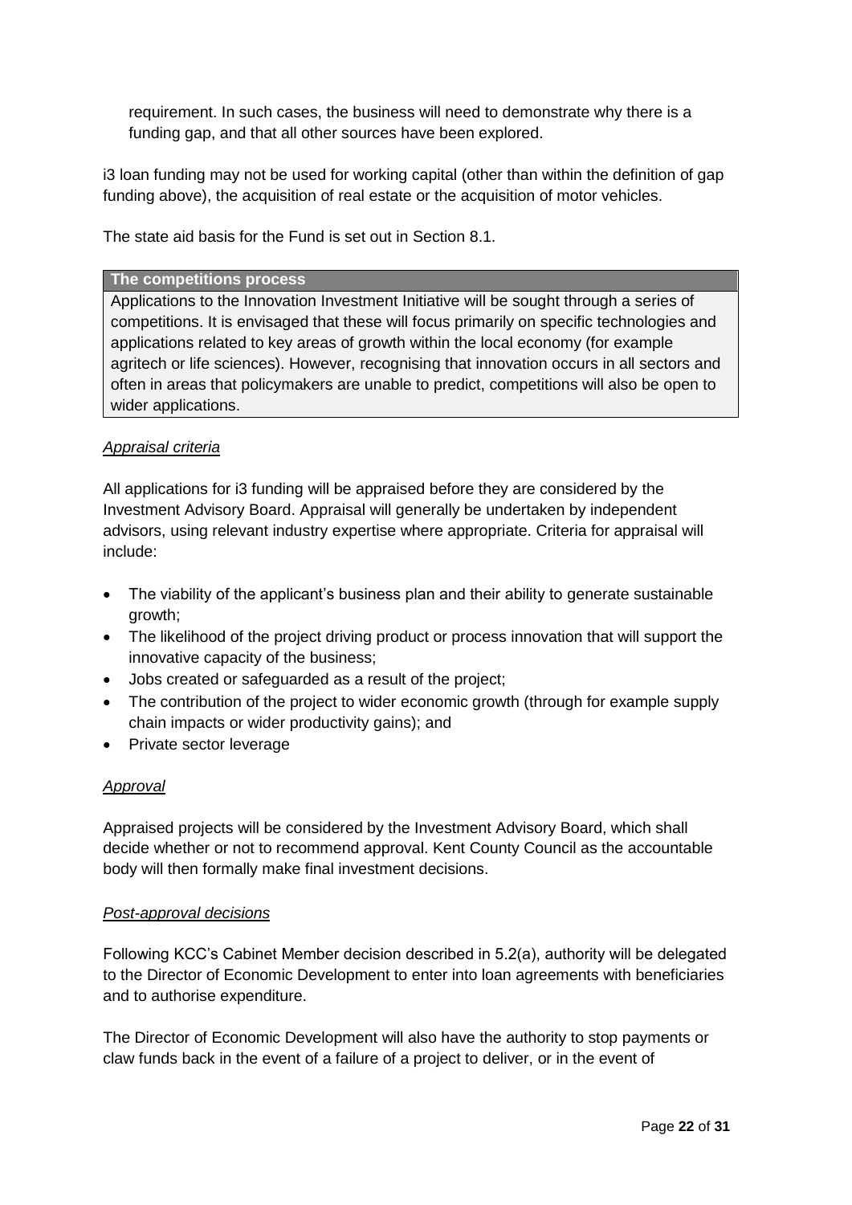requirement. In such cases, the business will need to demonstrate why there is a funding gap, and that all other sources have been explored.

i3 loan funding may not be used for working capital (other than within the definition of gap funding above), the acquisition of real estate or the acquisition of motor vehicles.

The state aid basis for the Fund is set out in Section 8.1.

| **The competitions process** |
| --- |
| Applications to the Innovation Investment Initiative will be sought through a series of competitions. It is envisaged that these will focus primarily on specific technologies and applications related to key areas of growth within the local economy (for example agritech or life sciences). However, recognising that innovation occurs in all sectors and often in areas that policymakers are unable to predict, competitions will also be open to wider applications. |

*Appraisal criteria*

All applications for i3 funding will be appraised before they are considered by the Investment Advisory Board. Appraisal will generally be undertaken by independent advisors, using relevant industry expertise where appropriate. Criteria for appraisal will include:

- The viability of the applicant's business plan and their ability to generate sustainable growth;
- The likelihood of the project driving product or process innovation that will support the innovative capacity of the business;
- Jobs created or safeguarded as a result of the project;
- The contribution of the project to wider economic growth (through for example supply chain impacts or wider productivity gains); and
- Private sector leverage

*Approval*

Appraised projects will be considered by the Investment Advisory Board, which shall decide whether or not to recommend approval. Kent County Council as the accountable body will then formally make final investment decisions.

*Post-approval decisions*

Following KCC's Cabinet Member decision described in 5.2(a), authority will be delegated to the Director of Economic Development to enter into loan agreements with beneficiaries and to authorise expenditure.

The Director of Economic Development will also have the authority to stop payments or claw funds back in the event of a failure of a project to deliver, or in the event of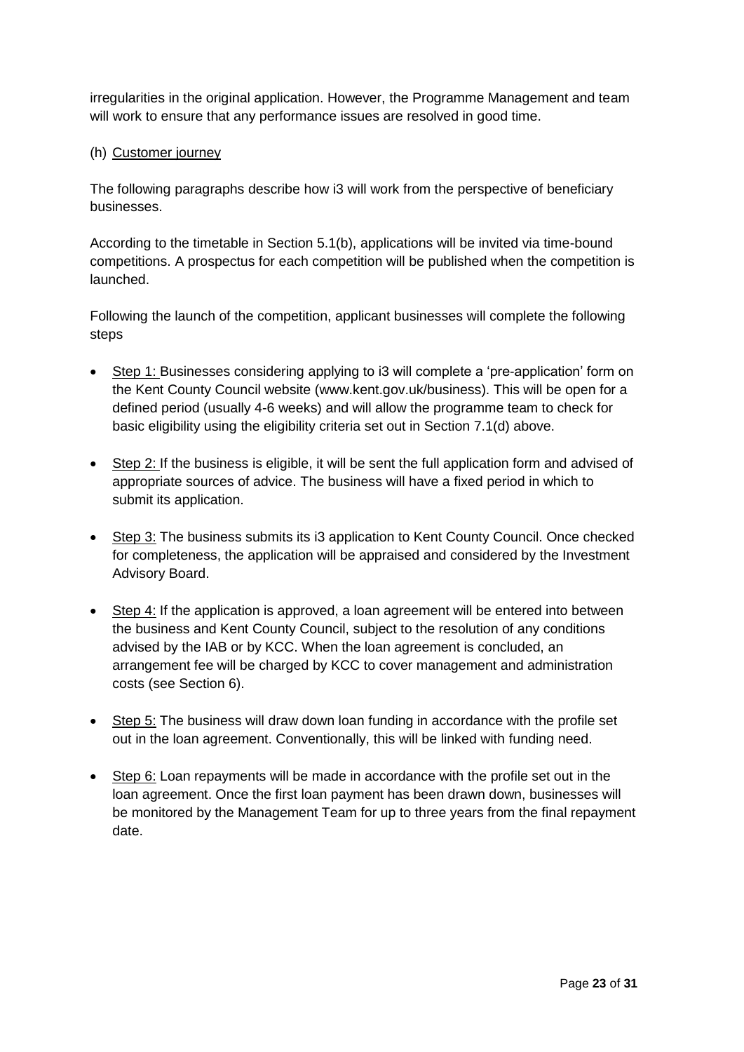irregularities in the original application. However, the Programme Management and team will work to ensure that any performance issues are resolved in good time.

(h) Customer journey

The following paragraphs describe how i3 will work from the perspective of beneficiary businesses.

According to the timetable in Section 5.1(b), applications will be invited via time-bound competitions. A prospectus for each competition will be published when the competition is launched.

Following the launch of the competition, applicant businesses will complete the following steps

- Step 1: Businesses considering applying to i3 will complete a 'pre-application' form on the Kent County Council website (www.kent.gov.uk/business). This will be open for a defined period (usually 4-6 weeks) and will allow the programme team to check for basic eligibility using the eligibility criteria set out in Section 7.1(d) above.
- Step 2: If the business is eligible, it will be sent the full application form and advised of appropriate sources of advice. The business will have a fixed period in which to submit its application.
- Step 3: The business submits its i3 application to Kent County Council. Once checked for completeness, the application will be appraised and considered by the Investment Advisory Board.
- Step 4: If the application is approved, a loan agreement will be entered into between the business and Kent County Council, subject to the resolution of any conditions advised by the IAB or by KCC. When the loan agreement is concluded, an arrangement fee will be charged by KCC to cover management and administration costs (see Section 6).
- Step 5: The business will draw down loan funding in accordance with the profile set out in the loan agreement. Conventionally, this will be linked with funding need.
- Step 6: Loan repayments will be made in accordance with the profile set out in the loan agreement. Once the first loan payment has been drawn down, businesses will be monitored by the Management Team for up to three years from the final repayment date.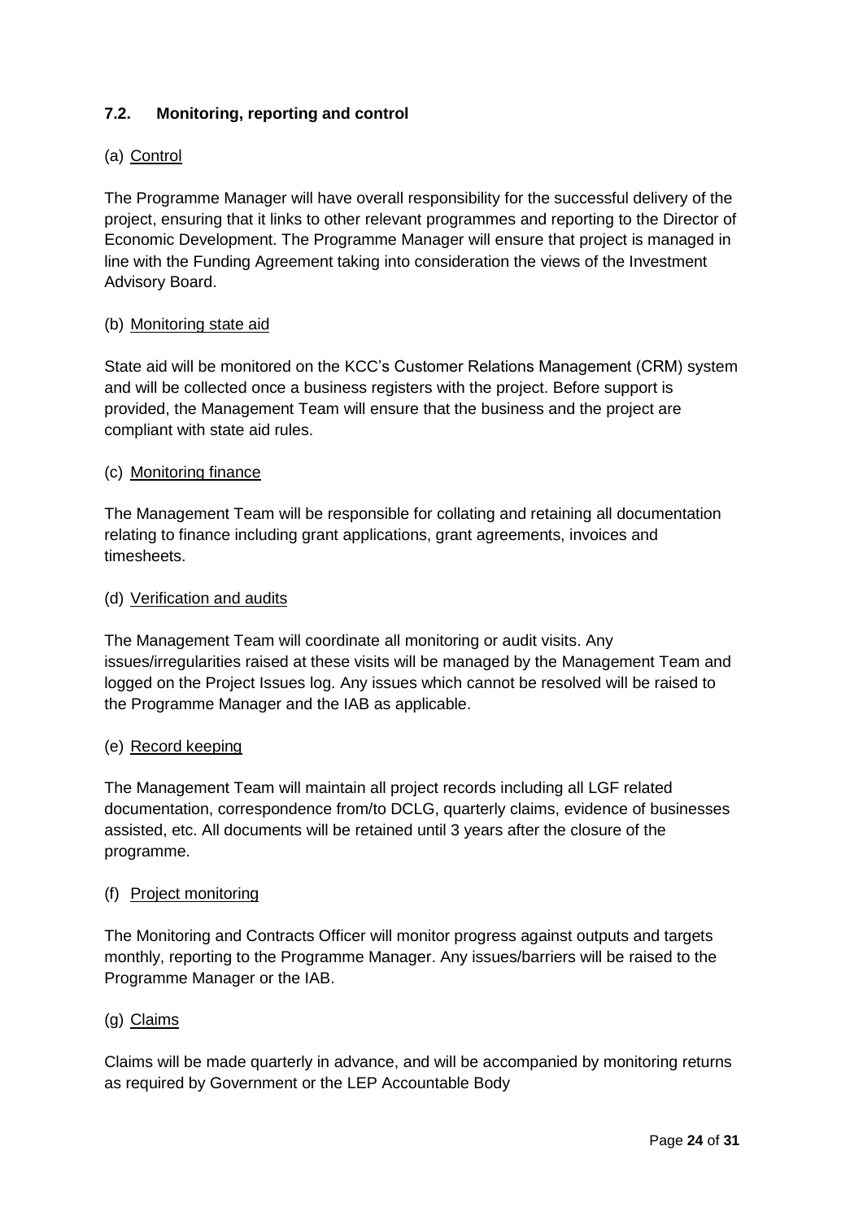### 7.2. Monitoring, reporting and control

(a) Control

The Programme Manager will have overall responsibility for the successful delivery of the project, ensuring that it links to other relevant programmes and reporting to the Director of Economic Development. The Programme Manager will ensure that project is managed in line with the Funding Agreement taking into consideration the views of the Investment Advisory Board.

(b) Monitoring state aid

State aid will be monitored on the KCC's Customer Relations Management (CRM) system and will be collected once a business registers with the project. Before support is provided, the Management Team will ensure that the business and the project are compliant with state aid rules.

(c) Monitoring finance

The Management Team will be responsible for collating and retaining all documentation relating to finance including grant applications, grant agreements, invoices and timesheets.

(d) Verification and audits

The Management Team will coordinate all monitoring or audit visits. Any issues/irregularities raised at these visits will be managed by the Management Team and logged on the Project Issues log. Any issues which cannot be resolved will be raised to the Programme Manager and the IAB as applicable.

(e) Record keeping

The Management Team will maintain all project records including all LGF related documentation, correspondence from/to DCLG, quarterly claims, evidence of businesses assisted, etc. All documents will be retained until 3 years after the closure of the programme.

(f) Project monitoring

The Monitoring and Contracts Officer will monitor progress against outputs and targets monthly, reporting to the Programme Manager. Any issues/barriers will be raised to the Programme Manager or the IAB.

(g) Claims

Claims will be made quarterly in advance, and will be accompanied by monitoring returns as required by Government or the LEP Accountable Body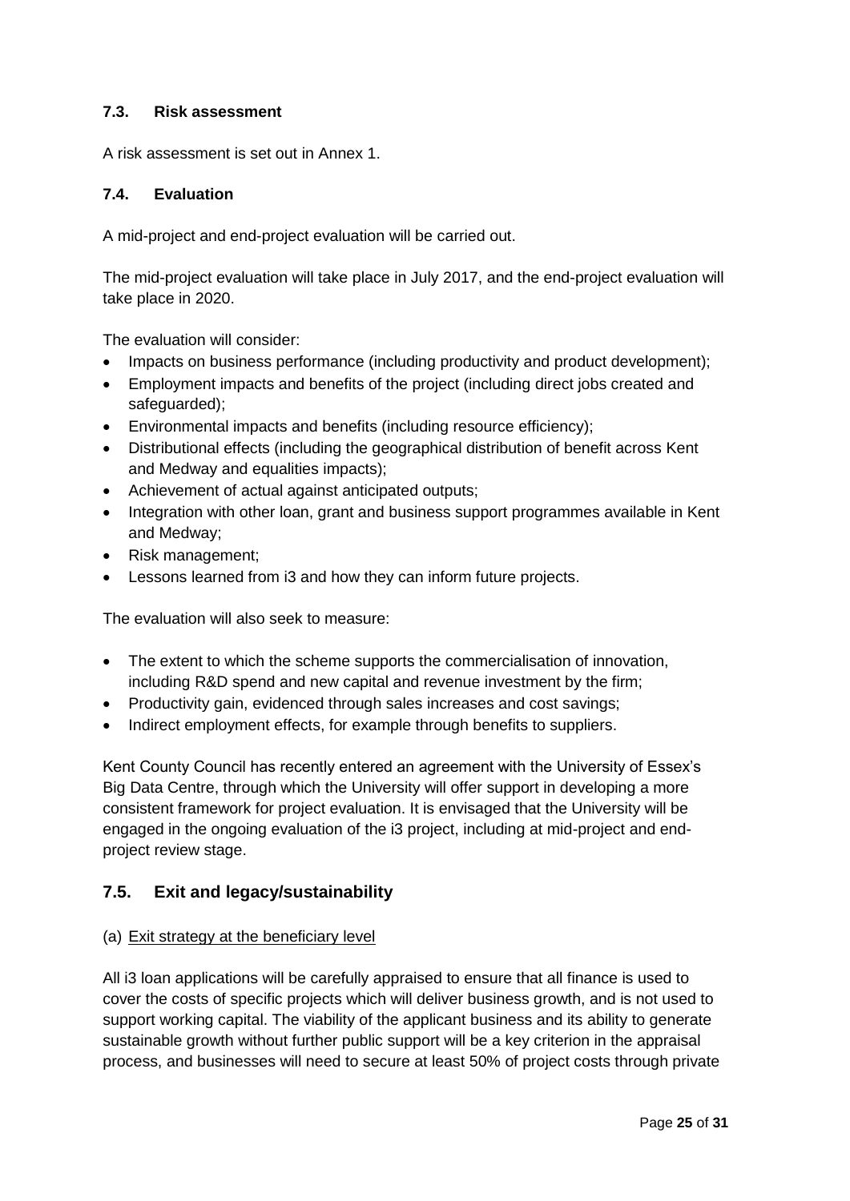### 7.3. Risk assessment

A risk assessment is set out in Annex 1.

### 7.4. Evaluation

A mid-project and end-project evaluation will be carried out.

The mid-project evaluation will take place in July 2017, and the end-project evaluation will take place in 2020.

The evaluation will consider:

- Impacts on business performance (including productivity and product development);
- Employment impacts and benefits of the project (including direct jobs created and safeguarded);
- Environmental impacts and benefits (including resource efficiency);
- Distributional effects (including the geographical distribution of benefit across Kent and Medway and equalities impacts);
- Achievement of actual against anticipated outputs;
- Integration with other loan, grant and business support programmes available in Kent and Medway;
- Risk management;
- Lessons learned from i3 and how they can inform future projects.

The evaluation will also seek to measure:

- The extent to which the scheme supports the commercialisation of innovation, including R&D spend and new capital and revenue investment by the firm;
- Productivity gain, evidenced through sales increases and cost savings;
- Indirect employment effects, for example through benefits to suppliers.

Kent County Council has recently entered an agreement with the University of Essex's Big Data Centre, through which the University will offer support in developing a more consistent framework for project evaluation. It is envisaged that the University will be engaged in the ongoing evaluation of the i3 project, including at mid-project and end-project review stage.

## 7.5. Exit and legacy/sustainability

(a) Exit strategy at the beneficiary level

All i3 loan applications will be carefully appraised to ensure that all finance is used to cover the costs of specific projects which will deliver business growth, and is not used to support working capital. The viability of the applicant business and its ability to generate sustainable growth without further public support will be a key criterion in the appraisal process, and businesses will need to secure at least 50% of project costs through private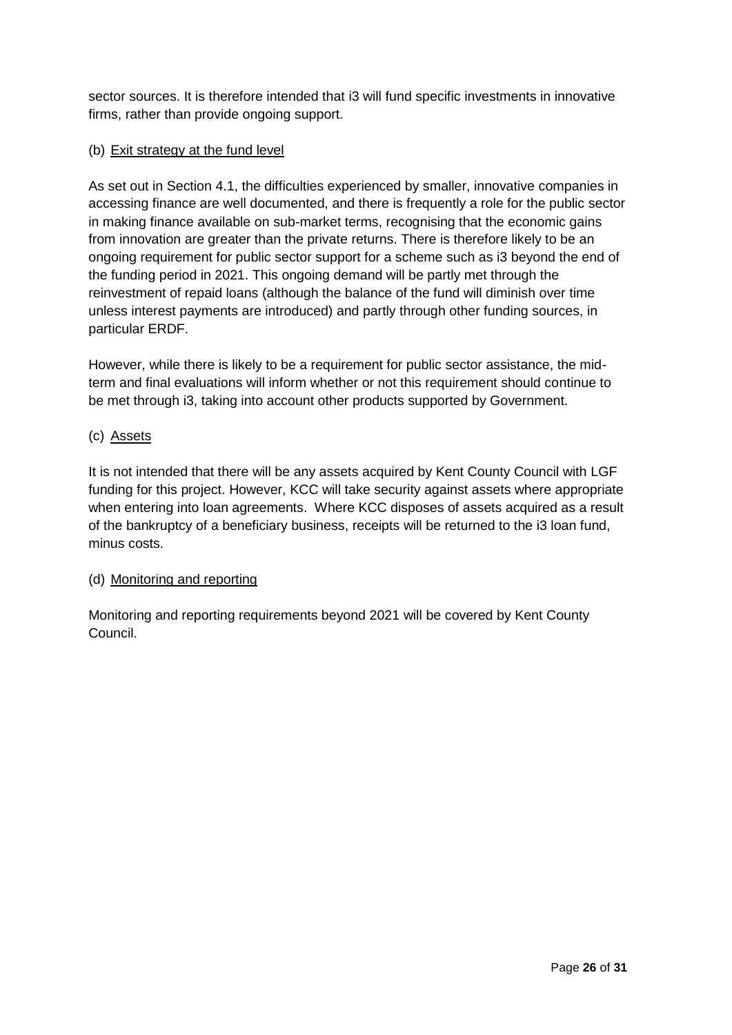sector sources. It is therefore intended that i3 will fund specific investments in innovative firms, rather than provide ongoing support.

(b) Exit strategy at the fund level

As set out in Section 4.1, the difficulties experienced by smaller, innovative companies in accessing finance are well documented, and there is frequently a role for the public sector in making finance available on sub-market terms, recognising that the economic gains from innovation are greater than the private returns. There is therefore likely to be an ongoing requirement for public sector support for a scheme such as i3 beyond the end of the funding period in 2021. This ongoing demand will be partly met through the reinvestment of repaid loans (although the balance of the fund will diminish over time unless interest payments are introduced) and partly through other funding sources, in particular ERDF.

However, while there is likely to be a requirement for public sector assistance, the mid-term and final evaluations will inform whether or not this requirement should continue to be met through i3, taking into account other products supported by Government.

(c) Assets

It is not intended that there will be any assets acquired by Kent County Council with LGF funding for this project. However, KCC will take security against assets where appropriate when entering into loan agreements. Where KCC disposes of assets acquired as a result of the bankruptcy of a beneficiary business, receipts will be returned to the i3 loan fund, minus costs.

(d) Monitoring and reporting

Monitoring and reporting requirements beyond 2021 will be covered by Kent County Council.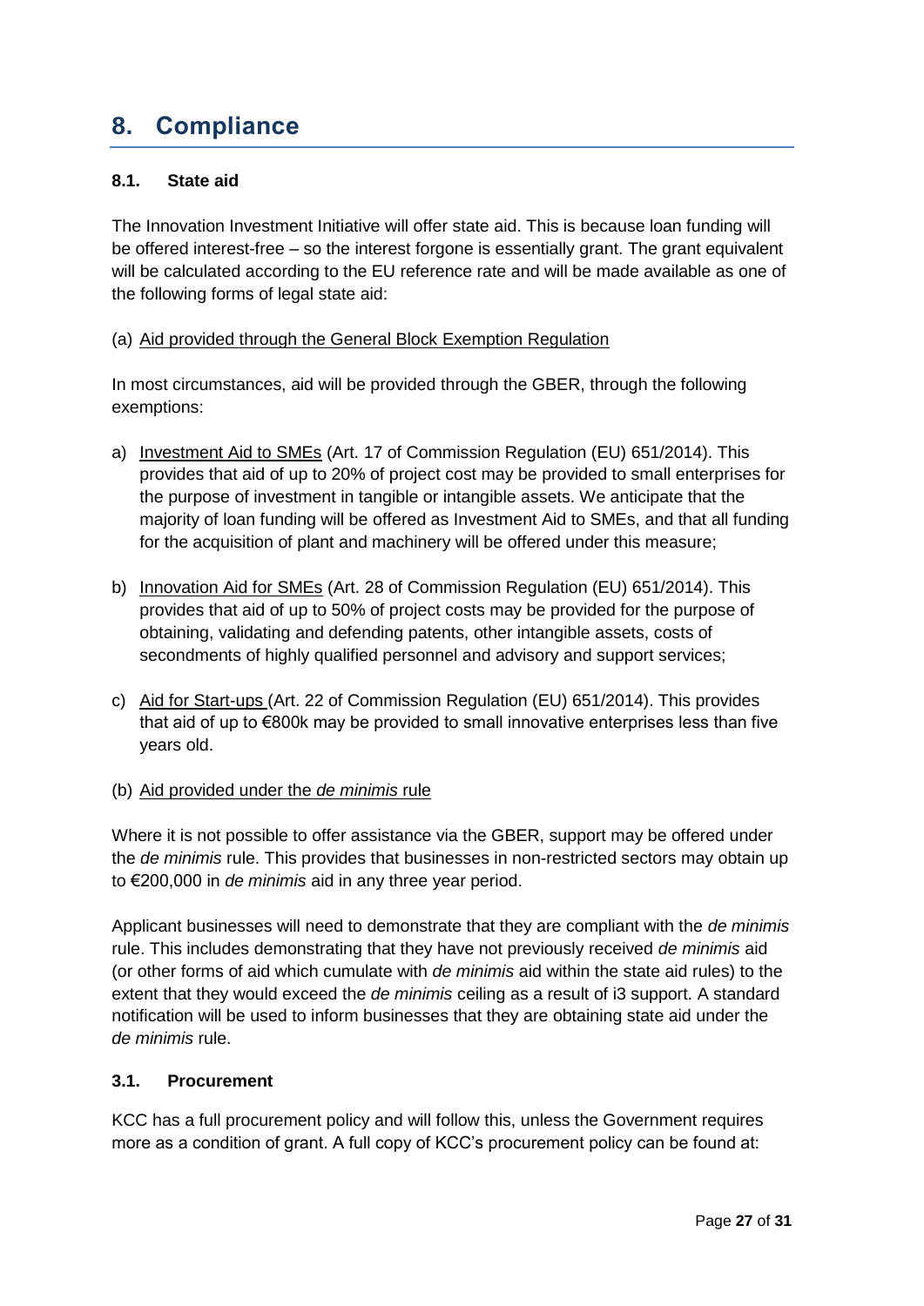# 8. Compliance

### 8.1. State aid

The Innovation Investment Initiative will offer state aid. This is because loan funding will be offered interest-free – so the interest forgone is essentially grant. The grant equivalent will be calculated according to the EU reference rate and will be made available as one of the following forms of legal state aid:

(a) <u>Aid provided through the General Block Exemption Regulation</u>

In most circumstances, aid will be provided through the GBER, through the following exemptions:

a) <u>Investment Aid to SMEs</u> (Art. 17 of Commission Regulation (EU) 651/2014). This provides that aid of up to 20% of project cost may be provided to small enterprises for the purpose of investment in tangible or intangible assets. We anticipate that the majority of loan funding will be offered as Investment Aid to SMEs, and that all funding for the acquisition of plant and machinery will be offered under this measure;

b) <u>Innovation Aid for SMEs</u> (Art. 28 of Commission Regulation (EU) 651/2014). This provides that aid of up to 50% of project costs may be provided for the purpose of obtaining, validating and defending patents, other intangible assets, costs of secondments of highly qualified personnel and advisory and support services;

c) <u>Aid for Start-ups</u> (Art. 22 of Commission Regulation (EU) 651/2014). This provides that aid of up to €800k may be provided to small innovative enterprises less than five years old.

(b) <u>Aid provided under the *de minimis* rule</u>

Where it is not possible to offer assistance via the GBER, support may be offered under the *de minimis* rule. This provides that businesses in non-restricted sectors may obtain up to €200,000 in *de minimis* aid in any three year period.

Applicant businesses will need to demonstrate that they are compliant with the *de minimis* rule. This includes demonstrating that they have not previously received *de minimis* aid (or other forms of aid which cumulate with *de minimis* aid within the state aid rules) to the extent that they would exceed the *de minimis* ceiling as a result of i3 support. A standard notification will be used to inform businesses that they are obtaining state aid under the *de minimis* rule.

### 3.1. Procurement

KCC has a full procurement policy and will follow this, unless the Government requires more as a condition of grant. A full copy of KCC's procurement policy can be found at: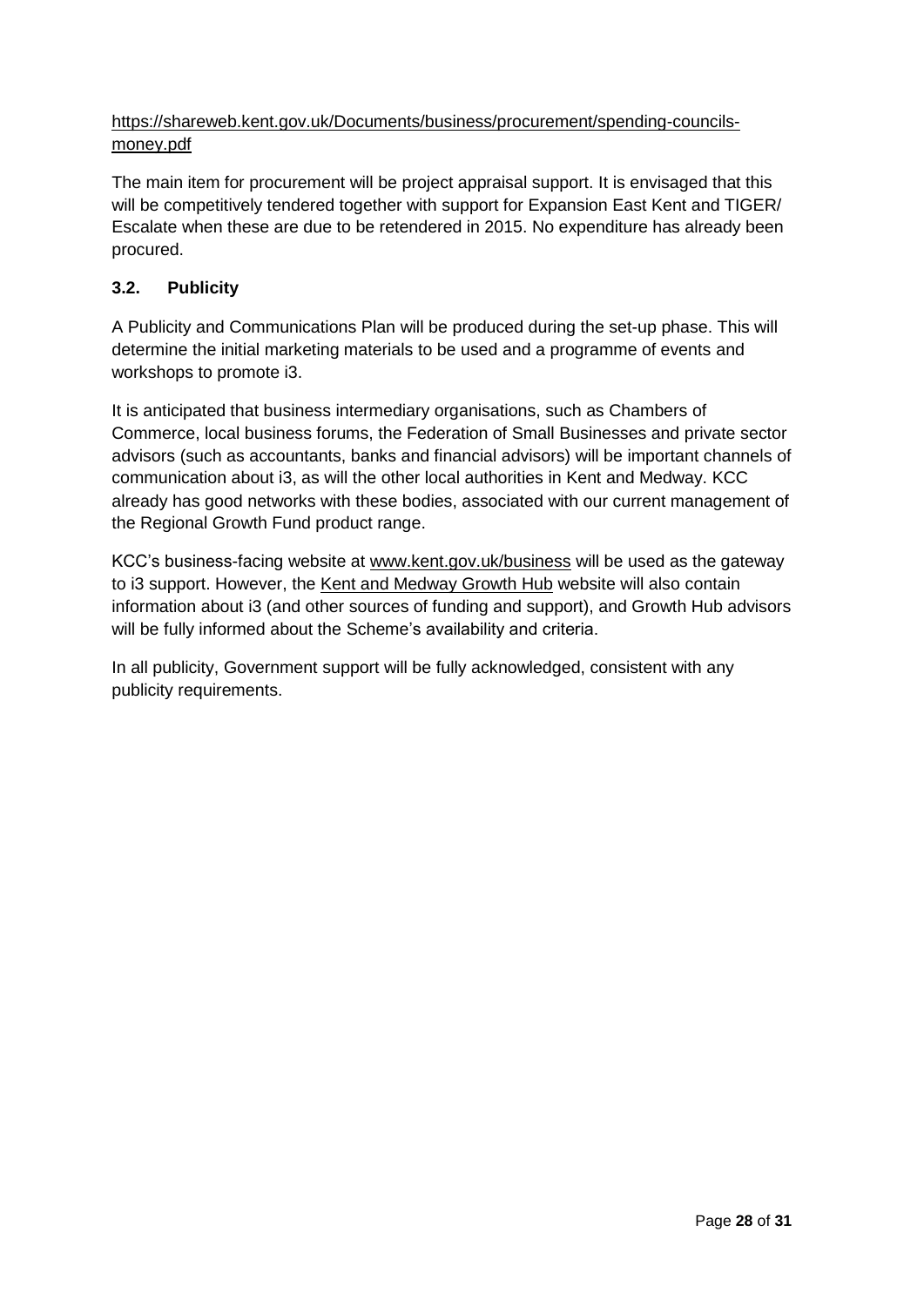[https://shareweb.kent.gov.uk/Documents/business/procurement/spending-councils-money.pdf](https://shareweb.kent.gov.uk/Documents/business/procurement/spending-councils-money.pdf)

The main item for procurement will be project appraisal support. It is envisaged that this will be competitively tendered together with support for Expansion East Kent and TIGER/ Escalate when these are due to be retendered in 2015. No expenditure has already been procured.

### 3.2. Publicity

A Publicity and Communications Plan will be produced during the set-up phase. This will determine the initial marketing materials to be used and a programme of events and workshops to promote i3.

It is anticipated that business intermediary organisations, such as Chambers of Commerce, local business forums, the Federation of Small Businesses and private sector advisors (such as accountants, banks and financial advisors) will be important channels of communication about i3, as will the other local authorities in Kent and Medway. KCC already has good networks with these bodies, associated with our current management of the Regional Growth Fund product range.

KCC's business-facing website at [www.kent.gov.uk/business](www.kent.gov.uk/business) will be used as the gateway to i3 support. However, the Kent and Medway Growth Hub website will also contain information about i3 (and other sources of funding and support), and Growth Hub advisors will be fully informed about the Scheme's availability and criteria.

In all publicity, Government support will be fully acknowledged, consistent with any publicity requirements.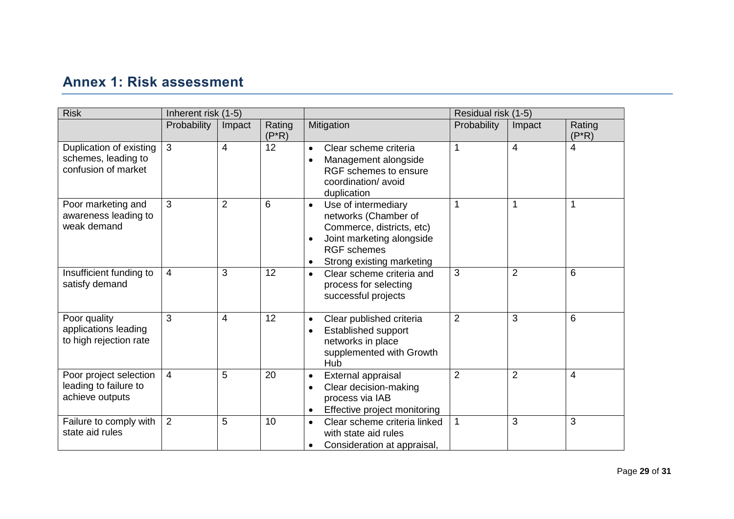## Annex 1: Risk assessment

| Risk | Inherent risk (1-5) | | | | Residual risk (1-5) | | |
|---|---|---|---|---|---|---|---|
| | Probability | Impact | Rating (P*R) | Mitigation | Probability | Impact | Rating (P*R) |
| Duplication of existing schemes, leading to confusion of market | 3 | 4 | 12 | • Clear scheme criteria<br>• Management alongside RGF schemes to ensure coordination/ avoid duplication | 1 | 4 | 4 |
| Poor marketing and awareness leading to weak demand | 3 | 2 | 6 | • Use of intermediary networks (Chamber of Commerce, districts, etc)<br>• Joint marketing alongside RGF schemes<br>• Strong existing marketing | 1 | 1 | 1 |
| Insufficient funding to satisfy demand | 4 | 3 | 12 | • Clear scheme criteria and process for selecting successful projects | 3 | 2 | 6 |
| Poor quality applications leading to high rejection rate | 3 | 4 | 12 | • Clear published criteria<br>• Established support networks in place supplemented with Growth Hub | 2 | 3 | 6 |
| Poor project selection leading to failure to achieve outputs | 4 | 5 | 20 | • External appraisal<br>• Clear decision-making process via IAB<br>• Effective project monitoring | 2 | 2 | 4 |
| Failure to comply with state aid rules | 2 | 5 | 10 | • Clear scheme criteria linked with state aid rules<br>• Consideration at appraisal, | 1 | 3 | 3 |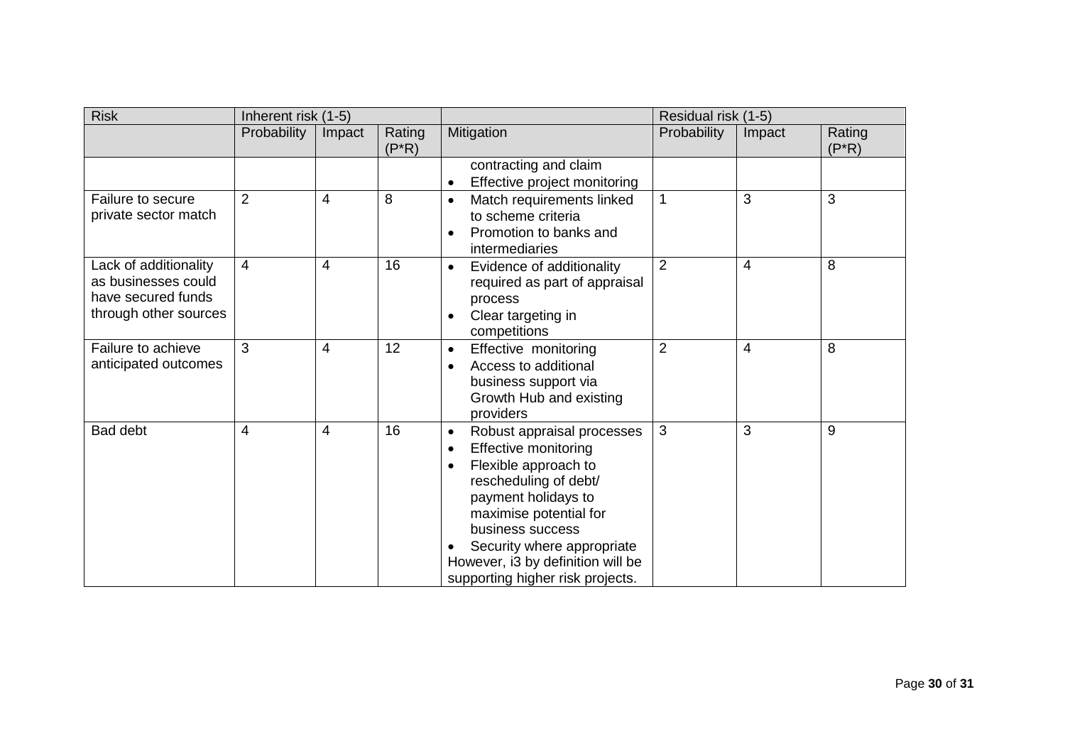| Risk | Inherent risk (1-5) | | | | Residual risk (1-5) | | |
|---|---|---|---|---|---|---|---|
| | Probability | Impact | Rating (P*R) | Mitigation | Probability | Impact | Rating (P*R) |
| | | | | contracting and claim<br>• Effective project monitoring | | | |
| Failure to secure private sector match | 2 | 4 | 8 | • Match requirements linked to scheme criteria<br>• Promotion to banks and intermediaries | 1 | 3 | 3 |
| Lack of additionality as businesses could have secured funds through other sources | 4 | 4 | 16 | • Evidence of additionality required as part of appraisal process<br>• Clear targeting in competitions | 2 | 4 | 8 |
| Failure to achieve anticipated outcomes | 3 | 4 | 12 | • Effective monitoring<br>• Access to additional business support via Growth Hub and existing providers | 2 | 4 | 8 |
| Bad debt | 4 | 4 | 16 | • Robust appraisal processes<br>• Effective monitoring<br>• Flexible approach to rescheduling of debt/ payment holidays to maximise potential for business success<br>• Security where appropriate<br>However, i3 by definition will be supporting higher risk projects. | 3 | 3 | 9 |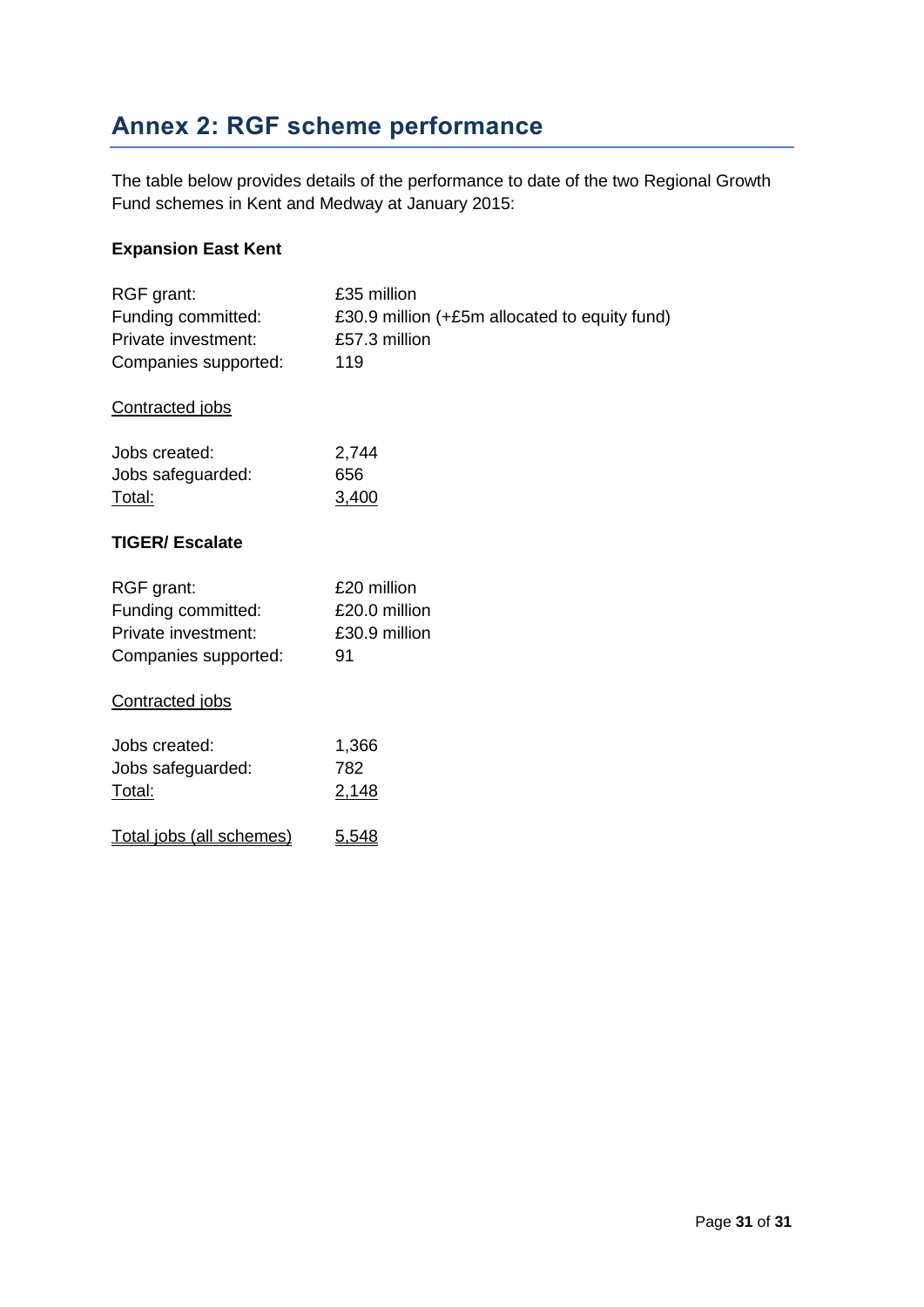## Annex 2: RGF scheme performance

The table below provides details of the performance to date of the two Regional Growth Fund schemes in Kent and Medway at January 2015:

**Expansion East Kent**

| | |
|---|---|
| RGF grant: | £35 million |
| Funding committed: | £30.9 million (+£5m allocated to equity fund) |
| Private investment: | £57.3 million |
| Companies supported: | 119 |

Contracted jobs

| | |
|---|---|
| Jobs created: | 2,744 |
| Jobs safeguarded: | 656 |
| Total: | 3,400 |

**TIGER/ Escalate**

| | |
|---|---|
| RGF grant: | £20 million |
| Funding committed: | £20.0 million |
| Private investment: | £30.9 million |
| Companies supported: | 91 |

Contracted jobs

| | |
|---|---|
| Jobs created: | 1,366 |
| Jobs safeguarded: | 782 |
| Total: | 2,148 |

| | |
|---|---|
| Total jobs (all schemes) | 5,548 |